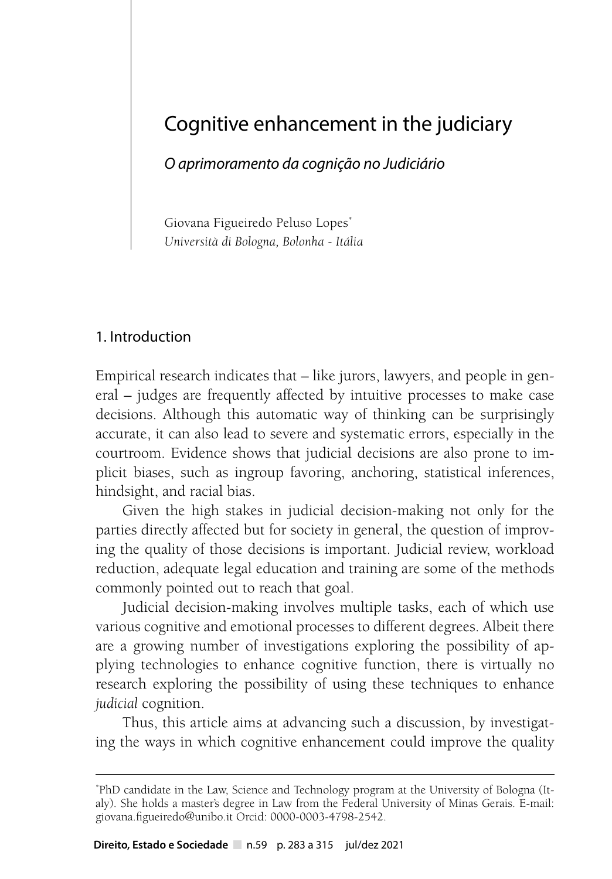# Cognitive enhancement in the judiciary

*O aprimoramento da cognição no Judiciário*

Giovana Figueiredo Peluso Lopes[*]
*Università di Bologna, Bolonha - Itália*

## 1. Introduction

Empirical research indicates that – like jurors, lawyers, and people in general – judges are frequently affected by intuitive processes to make case decisions. Although this automatic way of thinking can be surprisingly accurate, it can also lead to severe and systematic errors, especially in the courtroom. Evidence shows that judicial decisions are also prone to implicit biases, such as ingroup favoring, anchoring, statistical inferences, hindsight, and racial bias.

Given the high stakes in judicial decision-making not only for the parties directly affected but for society in general, the question of improving the quality of those decisions is important. Judicial review, workload reduction, adequate legal education and training are some of the methods commonly pointed out to reach that goal.

Judicial decision-making involves multiple tasks, each of which use various cognitive and emotional processes to different degrees. Albeit there are a growing number of investigations exploring the possibility of applying technologies to enhance cognitive function, there is virtually no research exploring the possibility of using these techniques to enhance *judicial* cognition.

Thus, this article aims at advancing such a discussion, by investigating the ways in which cognitive enhancement could improve the quality

---

[*] PhD candidate in the Law, Science and Technology program at the University of Bologna (Italy). She holds a master's degree in Law from the Federal University of Minas Gerais. E-mail: giovana.figueiredo@unibo.it Orcid: 0000-0003-4798-2542.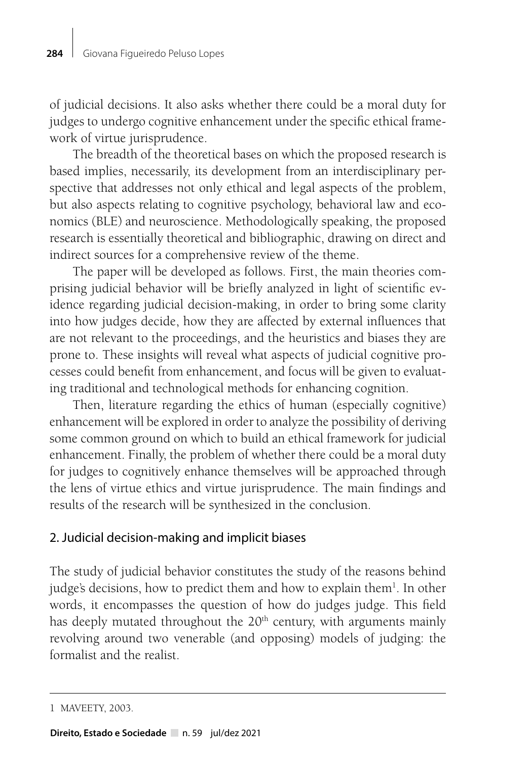of judicial decisions. It also asks whether there could be a moral duty for judges to undergo cognitive enhancement under the specific ethical framework of virtue jurisprudence.

The breadth of the theoretical bases on which the proposed research is based implies, necessarily, its development from an interdisciplinary perspective that addresses not only ethical and legal aspects of the problem, but also aspects relating to cognitive psychology, behavioral law and economics (BLE) and neuroscience. Methodologically speaking, the proposed research is essentially theoretical and bibliographic, drawing on direct and indirect sources for a comprehensive review of the theme.

The paper will be developed as follows. First, the main theories comprising judicial behavior will be briefly analyzed in light of scientific evidence regarding judicial decision-making, in order to bring some clarity into how judges decide, how they are affected by external influences that are not relevant to the proceedings, and the heuristics and biases they are prone to. These insights will reveal what aspects of judicial cognitive processes could benefit from enhancement, and focus will be given to evaluating traditional and technological methods for enhancing cognition.

Then, literature regarding the ethics of human (especially cognitive) enhancement will be explored in order to analyze the possibility of deriving some common ground on which to build an ethical framework for judicial enhancement. Finally, the problem of whether there could be a moral duty for judges to cognitively enhance themselves will be approached through the lens of virtue ethics and virtue jurisprudence. The main findings and results of the research will be synthesized in the conclusion.

## 2. Judicial decision-making and implicit biases

The study of judicial behavior constitutes the study of the reasons behind judge's decisions, how to predict them and how to explain them[1]. In other words, it encompasses the question of how do judges judge. This field has deeply mutated throughout the 20th century, with arguments mainly revolving around two venerable (and opposing) models of judging: the formalist and the realist.

---

1 MAVEETY, 2003.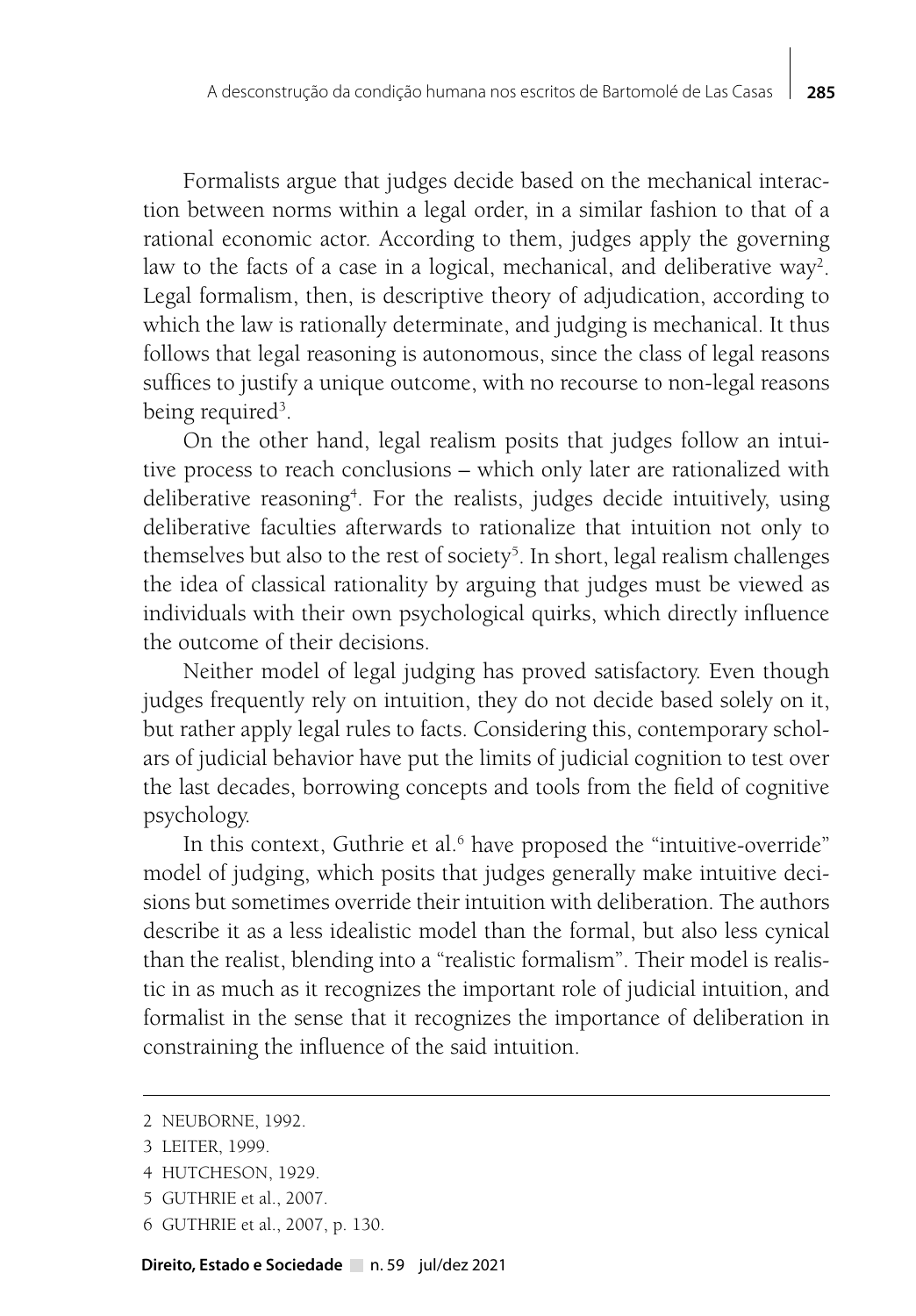Formalists argue that judges decide based on the mechanical interaction between norms within a legal order, in a similar fashion to that of a rational economic actor. According to them, judges apply the governing law to the facts of a case in a logical, mechanical, and deliberative way[2]. Legal formalism, then, is descriptive theory of adjudication, according to which the law is rationally determinate, and judging is mechanical. It thus follows that legal reasoning is autonomous, since the class of legal reasons suffices to justify a unique outcome, with no recourse to non-legal reasons being required[3].

On the other hand, legal realism posits that judges follow an intuitive process to reach conclusions – which only later are rationalized with deliberative reasoning[4]. For the realists, judges decide intuitively, using deliberative faculties afterwards to rationalize that intuition not only to themselves but also to the rest of society[5]. In short, legal realism challenges the idea of classical rationality by arguing that judges must be viewed as individuals with their own psychological quirks, which directly influence the outcome of their decisions.

Neither model of legal judging has proved satisfactory. Even though judges frequently rely on intuition, they do not decide based solely on it, but rather apply legal rules to facts. Considering this, contemporary scholars of judicial behavior have put the limits of judicial cognition to test over the last decades, borrowing concepts and tools from the field of cognitive psychology.

In this context, Guthrie et al.[6] have proposed the "intuitive-override" model of judging, which posits that judges generally make intuitive decisions but sometimes override their intuition with deliberation. The authors describe it as a less idealistic model than the formal, but also less cynical than the realist, blending into a "realistic formalism". Their model is realistic in as much as it recognizes the important role of judicial intuition, and formalist in the sense that it recognizes the importance of deliberation in constraining the influence of the said intuition.

---

2 NEUBORNE, 1992.

3 LEITER, 1999.

4 HUTCHESON, 1929.

5 GUTHRIE et al., 2007.

6 GUTHRIE et al., 2007, p. 130.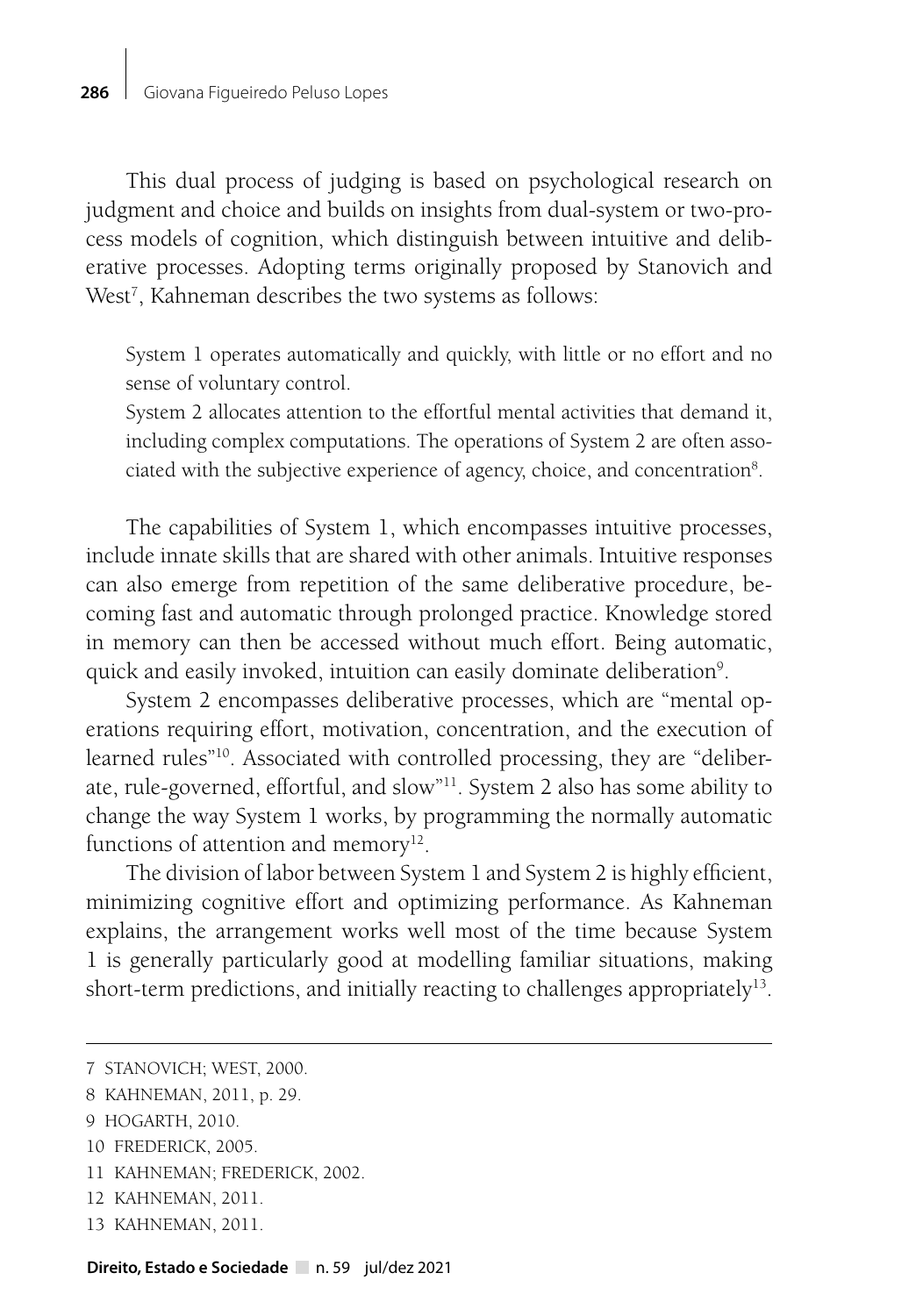This dual process of judging is based on psychological research on judgment and choice and builds on insights from dual-system or two-process models of cognition, which distinguish between intuitive and deliberative processes. Adopting terms originally proposed by Stanovich and West[7], Kahneman describes the two systems as follows:

> System 1 operates automatically and quickly, with little or no effort and no sense of voluntary control.
>
> System 2 allocates attention to the effortful mental activities that demand it, including complex computations. The operations of System 2 are often associated with the subjective experience of agency, choice, and concentration[8].

The capabilities of System 1, which encompasses intuitive processes, include innate skills that are shared with other animals. Intuitive responses can also emerge from repetition of the same deliberative procedure, becoming fast and automatic through prolonged practice. Knowledge stored in memory can then be accessed without much effort. Being automatic, quick and easily invoked, intuition can easily dominate deliberation[9].

System 2 encompasses deliberative processes, which are "mental operations requiring effort, motivation, concentration, and the execution of learned rules"[10]. Associated with controlled processing, they are "deliberate, rule-governed, effortful, and slow"[11]. System 2 also has some ability to change the way System 1 works, by programming the normally automatic functions of attention and memory[12].

The division of labor between System 1 and System 2 is highly efficient, minimizing cognitive effort and optimizing performance. As Kahneman explains, the arrangement works well most of the time because System 1 is generally particularly good at modelling familiar situations, making short-term predictions, and initially reacting to challenges appropriately[13].

---

7 STANOVICH; WEST, 2000.

8 KAHNEMAN, 2011, p. 29.

9 HOGARTH, 2010.

10 FREDERICK, 2005.

11 KAHNEMAN; FREDERICK, 2002.

12 KAHNEMAN, 2011.

13 KAHNEMAN, 2011.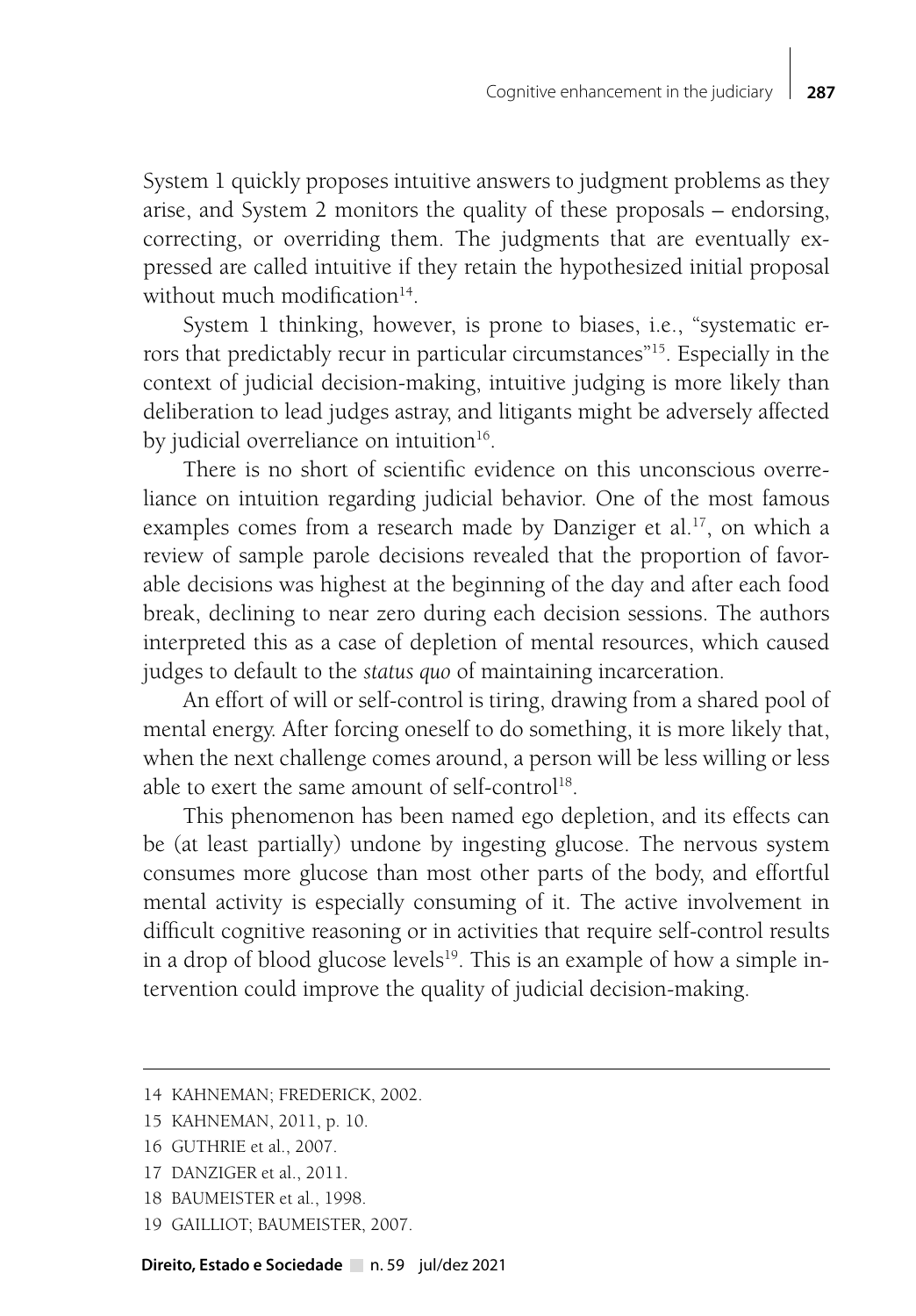System 1 quickly proposes intuitive answers to judgment problems as they arise, and System 2 monitors the quality of these proposals – endorsing, correcting, or overriding them. The judgments that are eventually expressed are called intuitive if they retain the hypothesized initial proposal without much modification[14].

System 1 thinking, however, is prone to biases, i.e., "systematic errors that predictably recur in particular circumstances"[15]. Especially in the context of judicial decision-making, intuitive judging is more likely than deliberation to lead judges astray, and litigants might be adversely affected by judicial overreliance on intuition[16].

There is no short of scientific evidence on this unconscious overreliance on intuition regarding judicial behavior. One of the most famous examples comes from a research made by Danziger et al.[17], on which a review of sample parole decisions revealed that the proportion of favorable decisions was highest at the beginning of the day and after each food break, declining to near zero during each decision sessions. The authors interpreted this as a case of depletion of mental resources, which caused judges to default to the *status quo* of maintaining incarceration.

An effort of will or self-control is tiring, drawing from a shared pool of mental energy. After forcing oneself to do something, it is more likely that, when the next challenge comes around, a person will be less willing or less able to exert the same amount of self-control[18].

This phenomenon has been named ego depletion, and its effects can be (at least partially) undone by ingesting glucose. The nervous system consumes more glucose than most other parts of the body, and effortful mental activity is especially consuming of it. The active involvement in difficult cognitive reasoning or in activities that require self-control results in a drop of blood glucose levels[19]. This is an example of how a simple intervention could improve the quality of judicial decision-making.

---

14 KAHNEMAN; FREDERICK, 2002.

15 KAHNEMAN, 2011, p. 10.

16 GUTHRIE et al., 2007.

17 DANZIGER et al., 2011.

18 BAUMEISTER et al., 1998.

19 GAILLIOT; BAUMEISTER, 2007.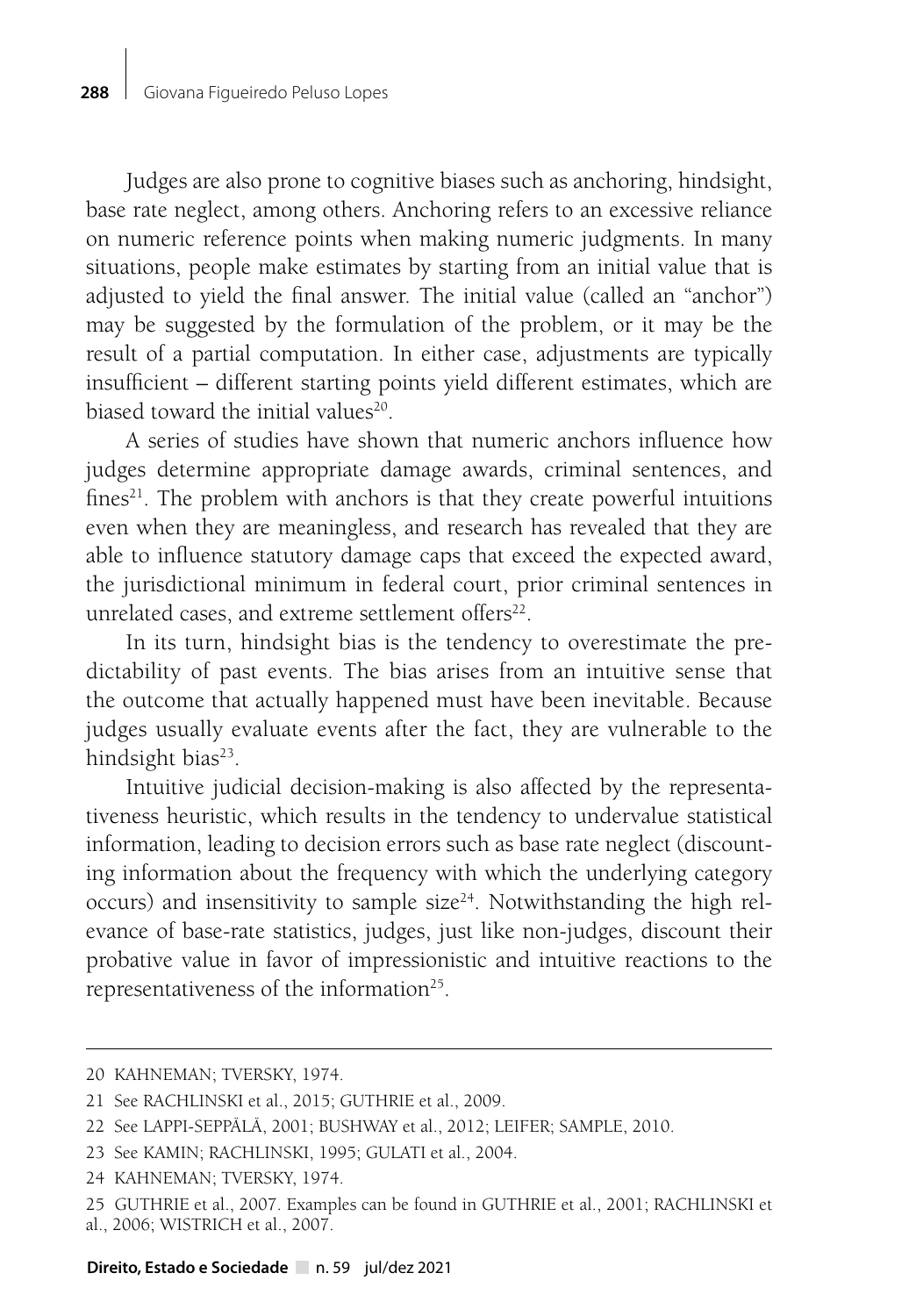Judges are also prone to cognitive biases such as anchoring, hindsight, base rate neglect, among others. Anchoring refers to an excessive reliance on numeric reference points when making numeric judgments. In many situations, people make estimates by starting from an initial value that is adjusted to yield the final answer. The initial value (called an "anchor") may be suggested by the formulation of the problem, or it may be the result of a partial computation. In either case, adjustments are typically insufficient – different starting points yield different estimates, which are biased toward the initial values[20].

A series of studies have shown that numeric anchors influence how judges determine appropriate damage awards, criminal sentences, and fines[21]. The problem with anchors is that they create powerful intuitions even when they are meaningless, and research has revealed that they are able to influence statutory damage caps that exceed the expected award, the jurisdictional minimum in federal court, prior criminal sentences in unrelated cases, and extreme settlement offers[22].

In its turn, hindsight bias is the tendency to overestimate the predictability of past events. The bias arises from an intuitive sense that the outcome that actually happened must have been inevitable. Because judges usually evaluate events after the fact, they are vulnerable to the hindsight bias[23].

Intuitive judicial decision-making is also affected by the representativeness heuristic, which results in the tendency to undervalue statistical information, leading to decision errors such as base rate neglect (discounting information about the frequency with which the underlying category occurs) and insensitivity to sample size[24]. Notwithstanding the high relevance of base-rate statistics, judges, just like non-judges, discount their probative value in favor of impressionistic and intuitive reactions to the representativeness of the information[25].

---

20 KAHNEMAN; TVERSKY, 1974.

21 See RACHLINSKI et al., 2015; GUTHRIE et al., 2009.

22 See LAPPI-SEPPÄLÄ, 2001; BUSHWAY et al., 2012; LEIFER; SAMPLE, 2010.

23 See KAMIN; RACHLINSKI, 1995; GULATI et al., 2004.

24 KAHNEMAN; TVERSKY, 1974.

25 GUTHRIE et al., 2007. Examples can be found in GUTHRIE et al., 2001; RACHLINSKI et al., 2006; WISTRICH et al., 2007.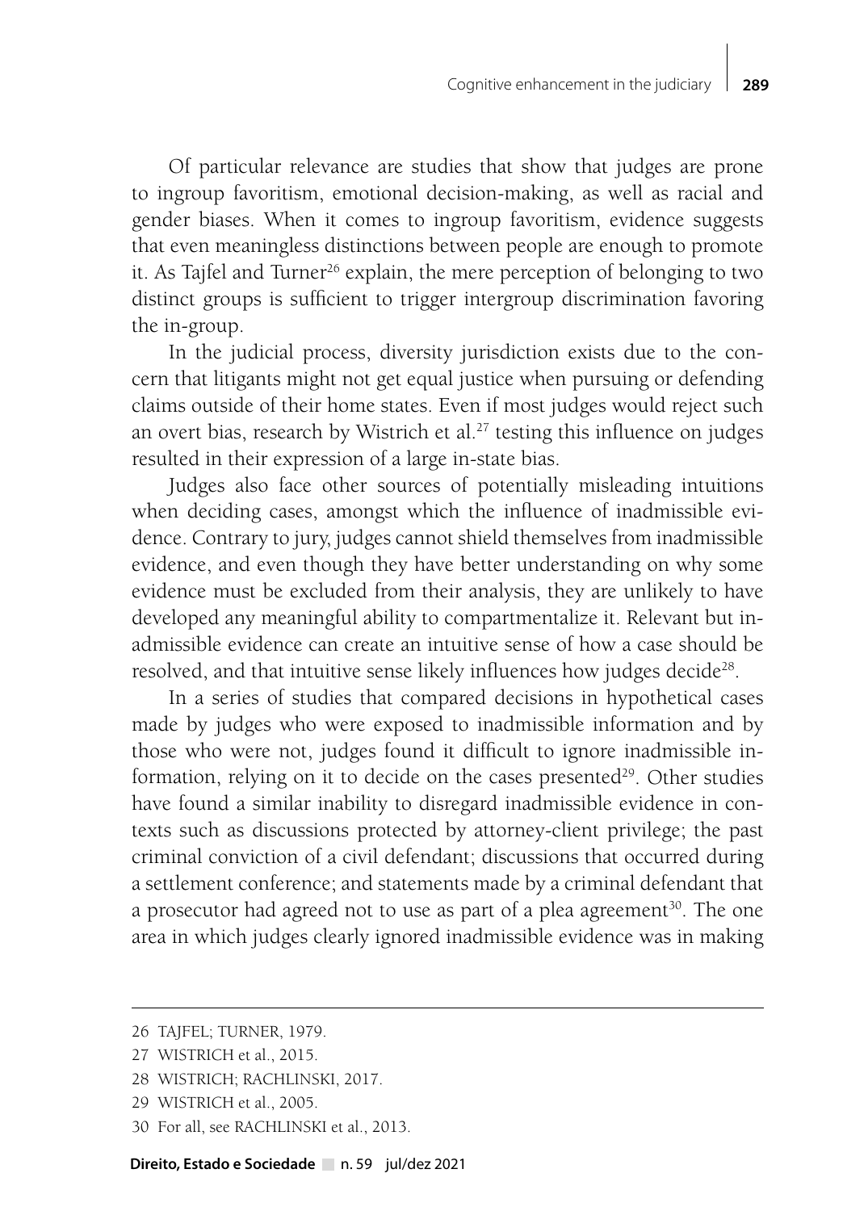Of particular relevance are studies that show that judges are prone to ingroup favoritism, emotional decision-making, as well as racial and gender biases. When it comes to ingroup favoritism, evidence suggests that even meaningless distinctions between people are enough to promote it. As Tajfel and Turner[26] explain, the mere perception of belonging to two distinct groups is sufficient to trigger intergroup discrimination favoring the in-group.

In the judicial process, diversity jurisdiction exists due to the concern that litigants might not get equal justice when pursuing or defending claims outside of their home states. Even if most judges would reject such an overt bias, research by Wistrich et al.[27] testing this influence on judges resulted in their expression of a large in-state bias.

Judges also face other sources of potentially misleading intuitions when deciding cases, amongst which the influence of inadmissible evidence. Contrary to jury, judges cannot shield themselves from inadmissible evidence, and even though they have better understanding on why some evidence must be excluded from their analysis, they are unlikely to have developed any meaningful ability to compartmentalize it. Relevant but inadmissible evidence can create an intuitive sense of how a case should be resolved, and that intuitive sense likely influences how judges decide[28].

In a series of studies that compared decisions in hypothetical cases made by judges who were exposed to inadmissible information and by those who were not, judges found it difficult to ignore inadmissible information, relying on it to decide on the cases presented[29]. Other studies have found a similar inability to disregard inadmissible evidence in contexts such as discussions protected by attorney-client privilege; the past criminal conviction of a civil defendant; discussions that occurred during a settlement conference; and statements made by a criminal defendant that a prosecutor had agreed not to use as part of a plea agreement[30]. The one area in which judges clearly ignored inadmissible evidence was in making

---

26 TAJFEL; TURNER, 1979.

27 WISTRICH et al., 2015.

28 WISTRICH; RACHLINSKI, 2017.

29 WISTRICH et al., 2005.

30 For all, see RACHLINSKI et al., 2013.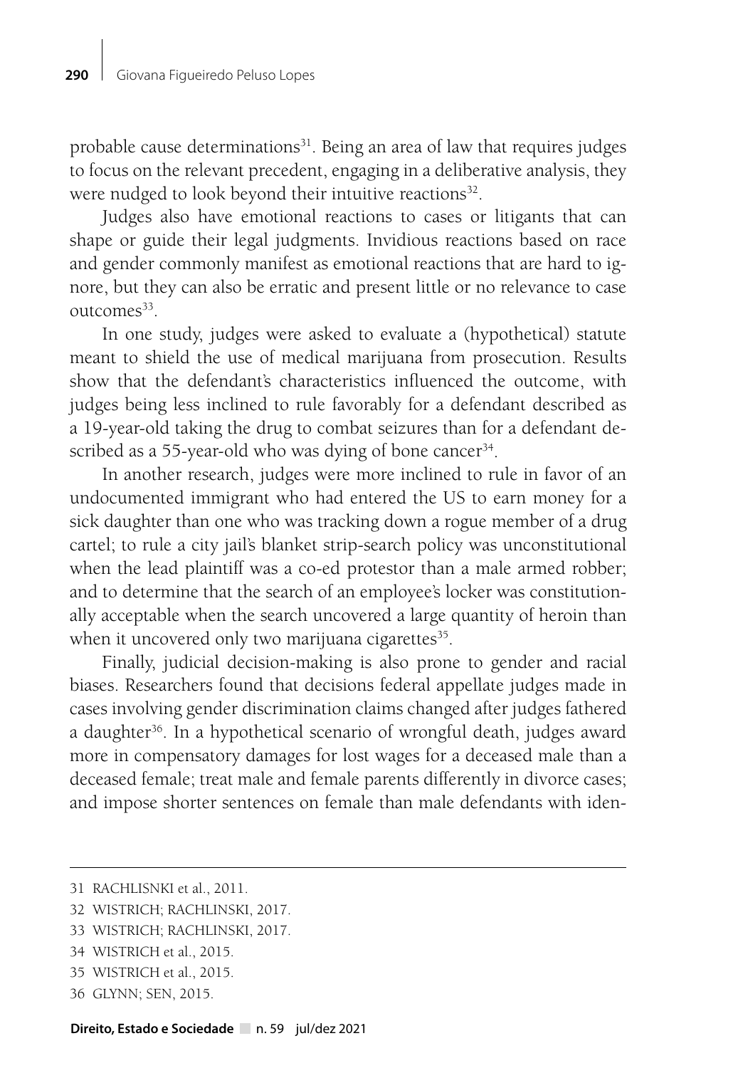probable cause determinations[31]. Being an area of law that requires judges to focus on the relevant precedent, engaging in a deliberative analysis, they were nudged to look beyond their intuitive reactions[32].

Judges also have emotional reactions to cases or litigants that can shape or guide their legal judgments. Invidious reactions based on race and gender commonly manifest as emotional reactions that are hard to ignore, but they can also be erratic and present little or no relevance to case outcomes[33].

In one study, judges were asked to evaluate a (hypothetical) statute meant to shield the use of medical marijuana from prosecution. Results show that the defendant's characteristics influenced the outcome, with judges being less inclined to rule favorably for a defendant described as a 19-year-old taking the drug to combat seizures than for a defendant described as a 55-year-old who was dying of bone cancer[34].

In another research, judges were more inclined to rule in favor of an undocumented immigrant who had entered the US to earn money for a sick daughter than one who was tracking down a rogue member of a drug cartel; to rule a city jail's blanket strip-search policy was unconstitutional when the lead plaintiff was a co-ed protestor than a male armed robber; and to determine that the search of an employee's locker was constitutionally acceptable when the search uncovered a large quantity of heroin than when it uncovered only two marijuana cigarettes[35].

Finally, judicial decision-making is also prone to gender and racial biases. Researchers found that decisions federal appellate judges made in cases involving gender discrimination claims changed after judges fathered a daughter[36]. In a hypothetical scenario of wrongful death, judges award more in compensatory damages for lost wages for a deceased male than a deceased female; treat male and female parents differently in divorce cases; and impose shorter sentences on female than male defendants with iden-

---

31 RACHLISNKI et al., 2011.

32 WISTRICH; RACHLINSKI, 2017.

33 WISTRICH; RACHLINSKI, 2017.

34 WISTRICH et al., 2015.

35 WISTRICH et al., 2015.

36 GLYNN; SEN, 2015.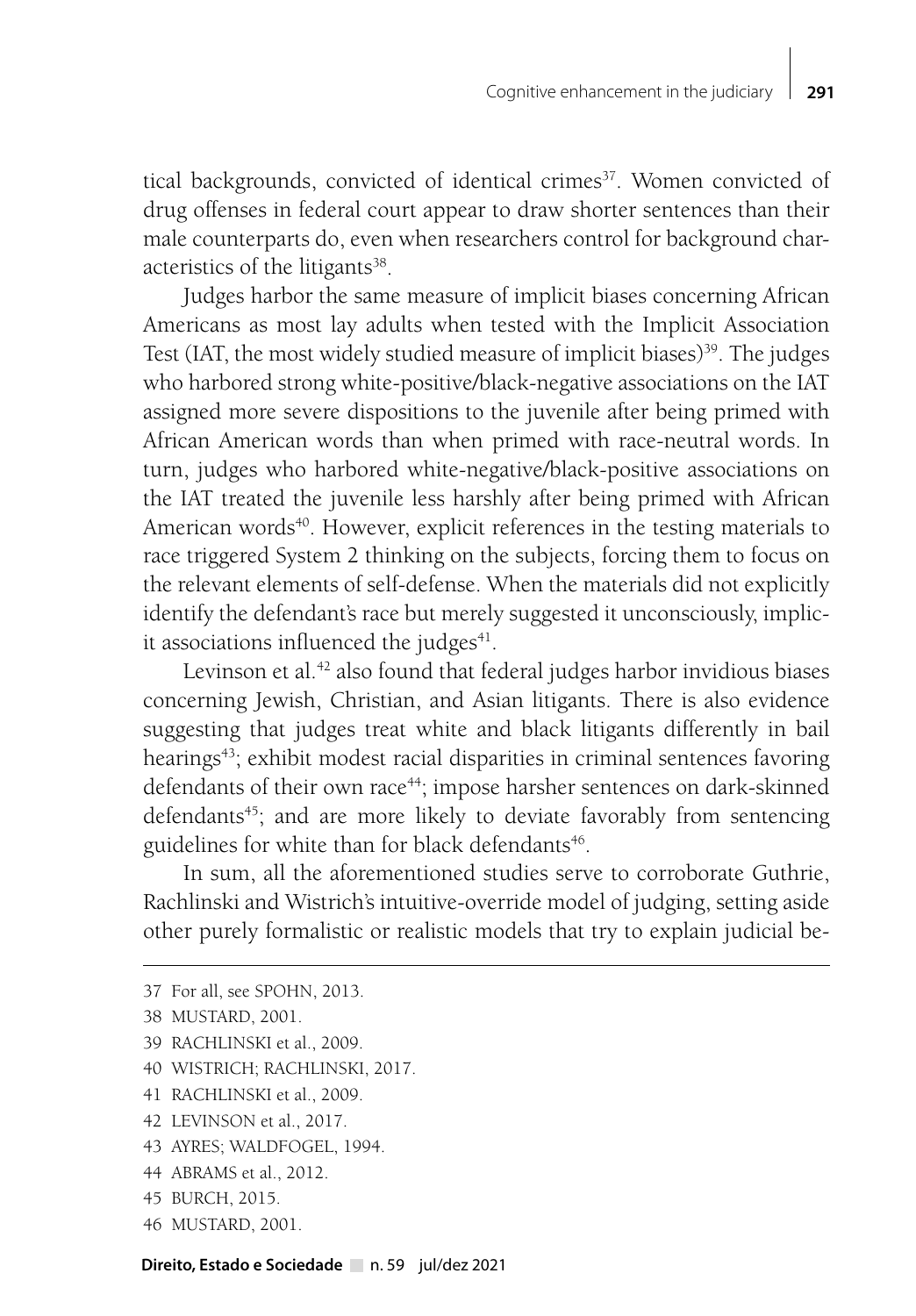tical backgrounds, convicted of identical crimes[37]. Women convicted of drug offenses in federal court appear to draw shorter sentences than their male counterparts do, even when researchers control for background characteristics of the litigants[38].

Judges harbor the same measure of implicit biases concerning African Americans as most lay adults when tested with the Implicit Association Test (IAT, the most widely studied measure of implicit biases)[39]. The judges who harbored strong white-positive/black-negative associations on the IAT assigned more severe dispositions to the juvenile after being primed with African American words than when primed with race-neutral words. In turn, judges who harbored white-negative/black-positive associations on the IAT treated the juvenile less harshly after being primed with African American words[40]. However, explicit references in the testing materials to race triggered System 2 thinking on the subjects, forcing them to focus on the relevant elements of self-defense. When the materials did not explicitly identify the defendant's race but merely suggested it unconsciously, implicit associations influenced the judges[41].

Levinson et al.[42] also found that federal judges harbor invidious biases concerning Jewish, Christian, and Asian litigants. There is also evidence suggesting that judges treat white and black litigants differently in bail hearings[43]; exhibit modest racial disparities in criminal sentences favoring defendants of their own race[44]; impose harsher sentences on dark-skinned defendants[45]; and are more likely to deviate favorably from sentencing guidelines for white than for black defendants[46].

In sum, all the aforementioned studies serve to corroborate Guthrie, Rachlinski and Wistrich's intuitive-override model of judging, setting aside other purely formalistic or realistic models that try to explain judicial be-

---

37 For all, see SPOHN, 2013.

38 MUSTARD, 2001.

39 RACHLINSKI et al., 2009.

40 WISTRICH; RACHLINSKI, 2017.

41 RACHLINSKI et al., 2009.

42 LEVINSON et al., 2017.

43 AYRES; WALDFOGEL, 1994.

44 ABRAMS et al., 2012.

45 BURCH, 2015.

46 MUSTARD, 2001.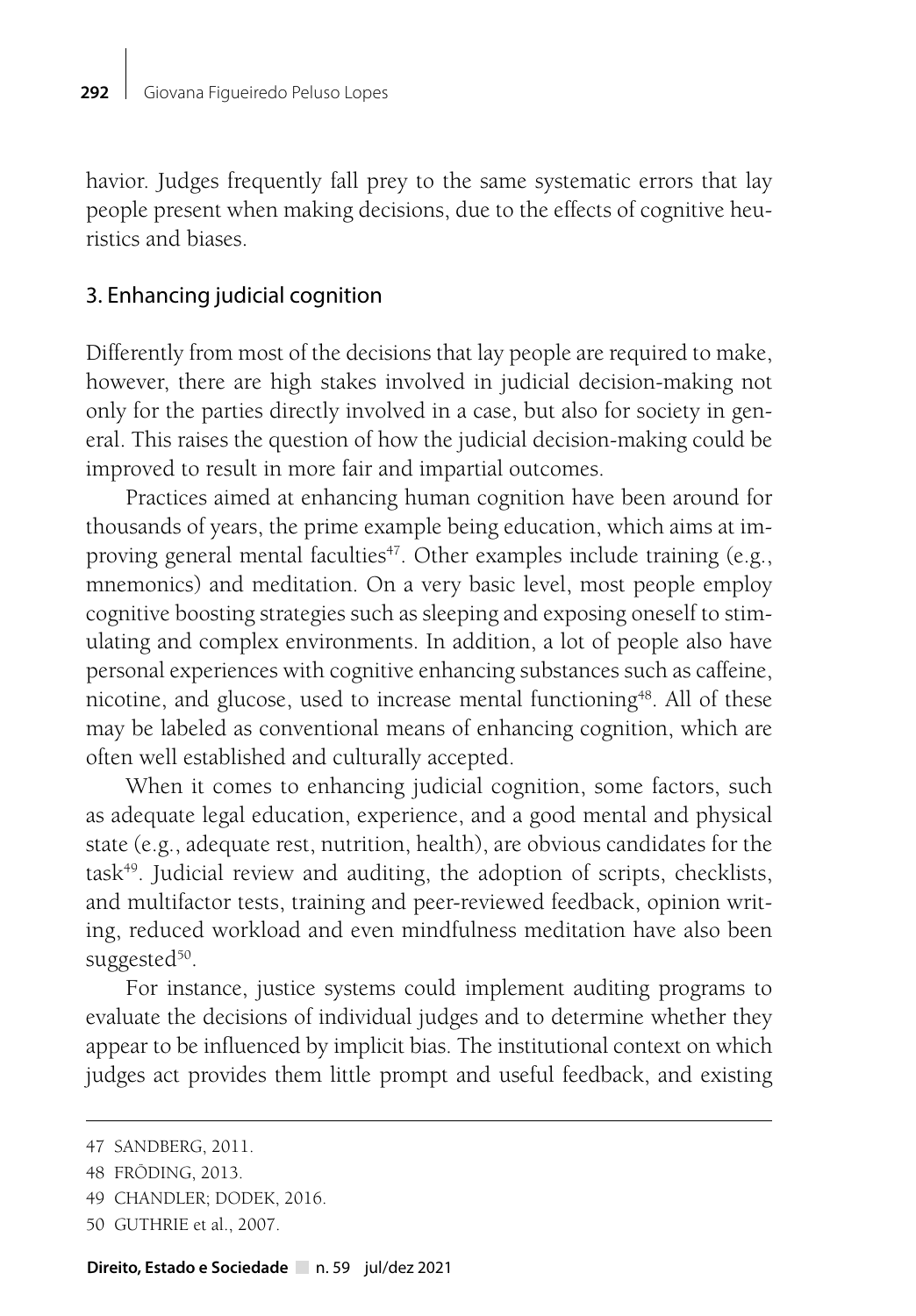havior. Judges frequently fall prey to the same systematic errors that lay people present when making decisions, due to the effects of cognitive heuristics and biases.

## 3. Enhancing judicial cognition

Differently from most of the decisions that lay people are required to make, however, there are high stakes involved in judicial decision-making not only for the parties directly involved in a case, but also for society in general. This raises the question of how the judicial decision-making could be improved to result in more fair and impartial outcomes.

Practices aimed at enhancing human cognition have been around for thousands of years, the prime example being education, which aims at improving general mental faculties[47]. Other examples include training (e.g., mnemonics) and meditation. On a very basic level, most people employ cognitive boosting strategies such as sleeping and exposing oneself to stimulating and complex environments. In addition, a lot of people also have personal experiences with cognitive enhancing substances such as caffeine, nicotine, and glucose, used to increase mental functioning[48]. All of these may be labeled as conventional means of enhancing cognition, which are often well established and culturally accepted.

When it comes to enhancing judicial cognition, some factors, such as adequate legal education, experience, and a good mental and physical state (e.g., adequate rest, nutrition, health), are obvious candidates for the task[49]. Judicial review and auditing, the adoption of scripts, checklists, and multifactor tests, training and peer-reviewed feedback, opinion writing, reduced workload and even mindfulness meditation have also been suggested[50].

For instance, justice systems could implement auditing programs to evaluate the decisions of individual judges and to determine whether they appear to be influenced by implicit bias. The institutional context on which judges act provides them little prompt and useful feedback, and existing

---

47 SANDBERG, 2011.

48 FRÖDING, 2013.

49 CHANDLER; DODEK, 2016.

50 GUTHRIE et al., 2007.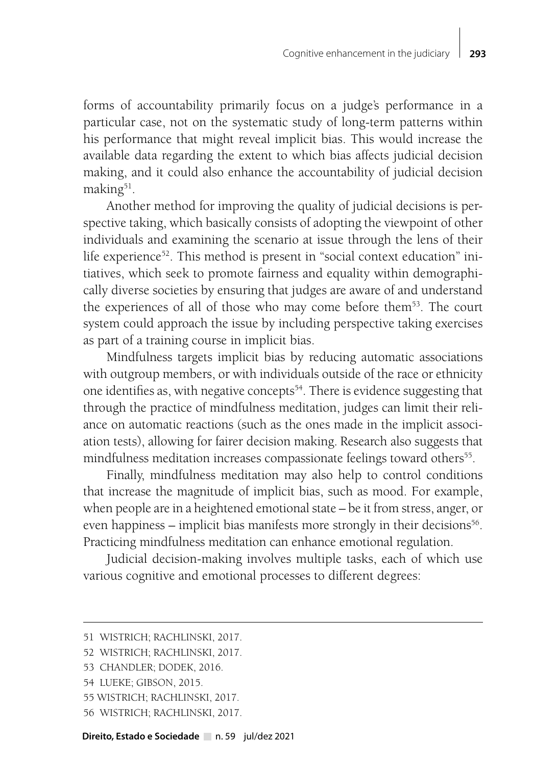forms of accountability primarily focus on a judge's performance in a particular case, not on the systematic study of long-term patterns within his performance that might reveal implicit bias. This would increase the available data regarding the extent to which bias affects judicial decision making, and it could also enhance the accountability of judicial decision making[51].

Another method for improving the quality of judicial decisions is perspective taking, which basically consists of adopting the viewpoint of other individuals and examining the scenario at issue through the lens of their life experience[52]. This method is present in "social context education" initiatives, which seek to promote fairness and equality within demographically diverse societies by ensuring that judges are aware of and understand the experiences of all of those who may come before them[53]. The court system could approach the issue by including perspective taking exercises as part of a training course in implicit bias.

Mindfulness targets implicit bias by reducing automatic associations with outgroup members, or with individuals outside of the race or ethnicity one identifies as, with negative concepts[54]. There is evidence suggesting that through the practice of mindfulness meditation, judges can limit their reliance on automatic reactions (such as the ones made in the implicit association tests), allowing for fairer decision making. Research also suggests that mindfulness meditation increases compassionate feelings toward others[55].

Finally, mindfulness meditation may also help to control conditions that increase the magnitude of implicit bias, such as mood. For example, when people are in a heightened emotional state – be it from stress, anger, or even happiness – implicit bias manifests more strongly in their decisions[56]. Practicing mindfulness meditation can enhance emotional regulation.

Judicial decision-making involves multiple tasks, each of which use various cognitive and emotional processes to different degrees:

---

51 WISTRICH; RACHLINSKI, 2017.

52 WISTRICH; RACHLINSKI, 2017.

53 CHANDLER; DODEK, 2016.

54 LUEKE; GIBSON, 2015.

55 WISTRICH; RACHLINSKI, 2017.

56 WISTRICH; RACHLINSKI, 2017.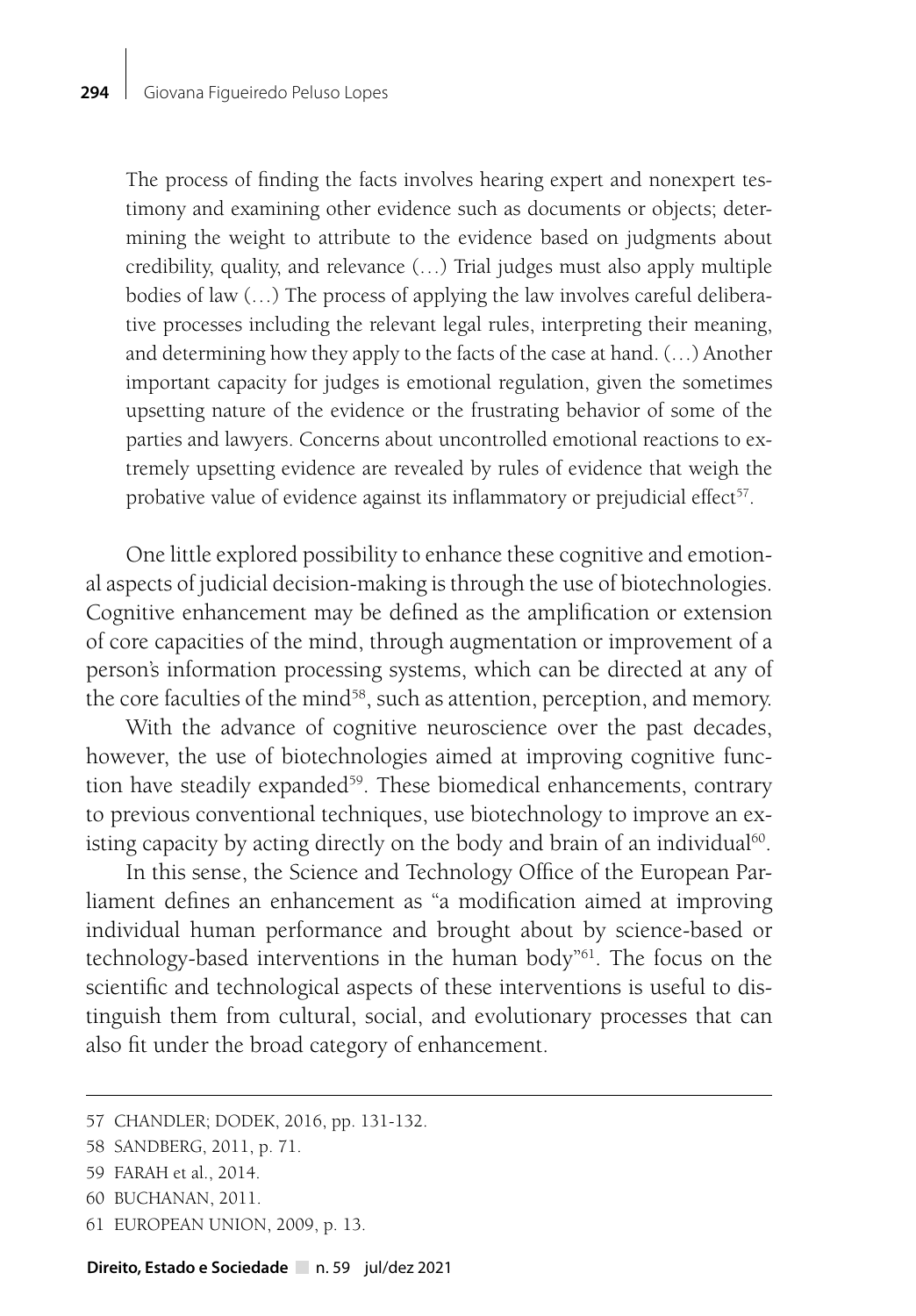> The process of finding the facts involves hearing expert and nonexpert testimony and examining other evidence such as documents or objects; determining the weight to attribute to the evidence based on judgments about credibility, quality, and relevance (…) Trial judges must also apply multiple bodies of law (…) The process of applying the law involves careful deliberative processes including the relevant legal rules, interpreting their meaning, and determining how they apply to the facts of the case at hand. (…) Another important capacity for judges is emotional regulation, given the sometimes upsetting nature of the evidence or the frustrating behavior of some of the parties and lawyers. Concerns about uncontrolled emotional reactions to extremely upsetting evidence are revealed by rules of evidence that weigh the probative value of evidence against its inflammatory or prejudicial effect[57].

One little explored possibility to enhance these cognitive and emotional aspects of judicial decision-making is through the use of biotechnologies. Cognitive enhancement may be defined as the amplification or extension of core capacities of the mind, through augmentation or improvement of a person's information processing systems, which can be directed at any of the core faculties of the mind[58], such as attention, perception, and memory.

With the advance of cognitive neuroscience over the past decades, however, the use of biotechnologies aimed at improving cognitive function have steadily expanded[59]. These biomedical enhancements, contrary to previous conventional techniques, use biotechnology to improve an existing capacity by acting directly on the body and brain of an individual[60].

In this sense, the Science and Technology Office of the European Parliament defines an enhancement as "a modification aimed at improving individual human performance and brought about by science-based or technology-based interventions in the human body"[61]. The focus on the scientific and technological aspects of these interventions is useful to distinguish them from cultural, social, and evolutionary processes that can also fit under the broad category of enhancement.

---

57 CHANDLER; DODEK, 2016, pp. 131-132.

58 SANDBERG, 2011, p. 71.

59 FARAH et al., 2014.

60 BUCHANAN, 2011.

61 EUROPEAN UNION, 2009, p. 13.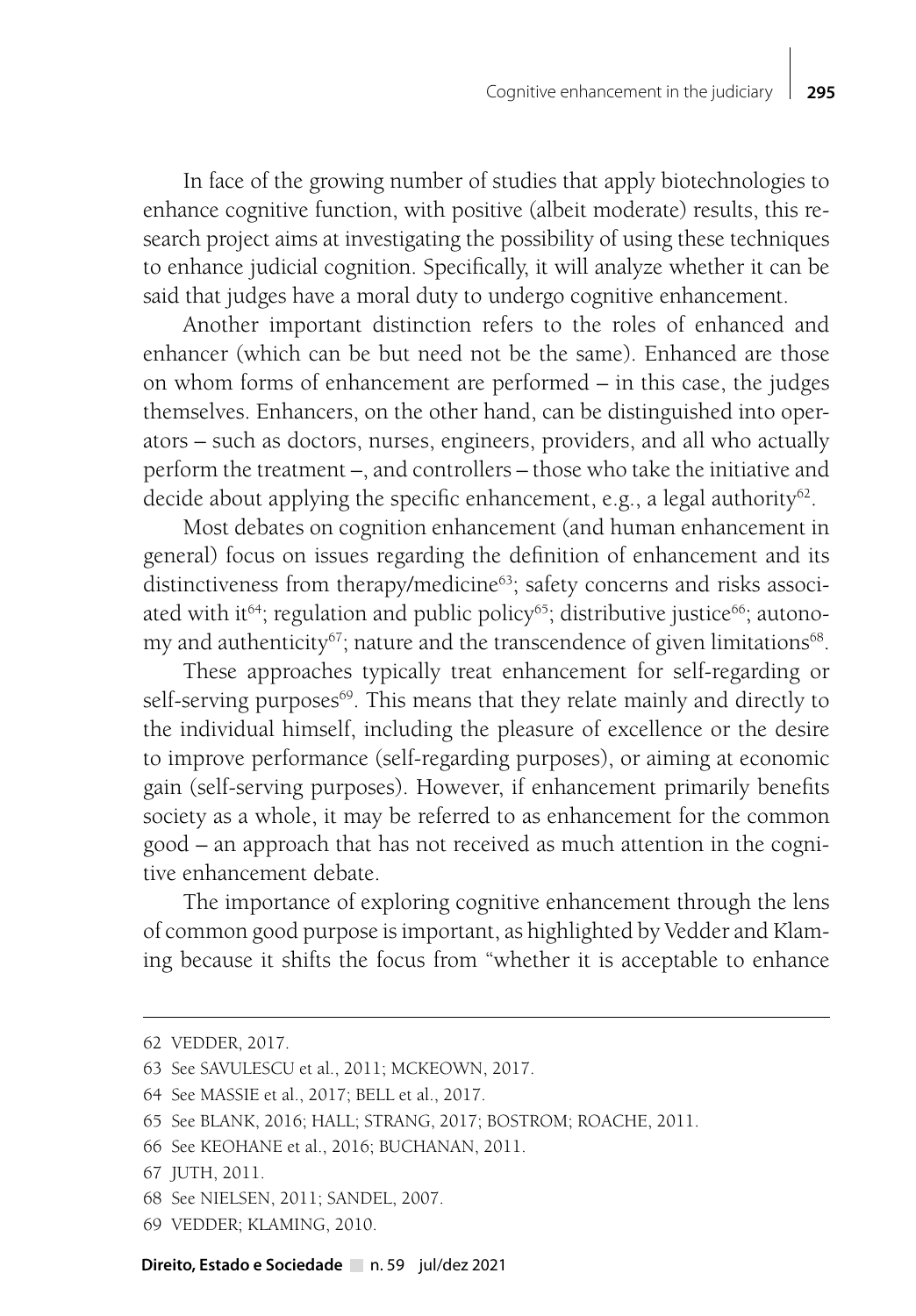In face of the growing number of studies that apply biotechnologies to enhance cognitive function, with positive (albeit moderate) results, this research project aims at investigating the possibility of using these techniques to enhance judicial cognition. Specifically, it will analyze whether it can be said that judges have a moral duty to undergo cognitive enhancement.

Another important distinction refers to the roles of enhanced and enhancer (which can be but need not be the same). Enhanced are those on whom forms of enhancement are performed – in this case, the judges themselves. Enhancers, on the other hand, can be distinguished into operators – such as doctors, nurses, engineers, providers, and all who actually perform the treatment –, and controllers – those who take the initiative and decide about applying the specific enhancement, e.g., a legal authority[62].

Most debates on cognition enhancement (and human enhancement in general) focus on issues regarding the definition of enhancement and its distinctiveness from therapy/medicine[63]; safety concerns and risks associated with it[64]; regulation and public policy[65]; distributive justice[66]; autonomy and authenticity[67]; nature and the transcendence of given limitations[68].

These approaches typically treat enhancement for self-regarding or self-serving purposes[69]. This means that they relate mainly and directly to the individual himself, including the pleasure of excellence or the desire to improve performance (self-regarding purposes), or aiming at economic gain (self-serving purposes). However, if enhancement primarily benefits society as a whole, it may be referred to as enhancement for the common good – an approach that has not received as much attention in the cognitive enhancement debate.

The importance of exploring cognitive enhancement through the lens of common good purpose is important, as highlighted by Vedder and Klaming because it shifts the focus from "whether it is acceptable to enhance

---

62 VEDDER, 2017.

63 See SAVULESCU et al., 2011; MCKEOWN, 2017.

64 See MASSIE et al., 2017; BELL et al., 2017.

65 See BLANK, 2016; HALL; STRANG, 2017; BOSTROM; ROACHE, 2011.

66 See KEOHANE et al., 2016; BUCHANAN, 2011.

67 JUTH, 2011.

68 See NIELSEN, 2011; SANDEL, 2007.

69 VEDDER; KLAMING, 2010.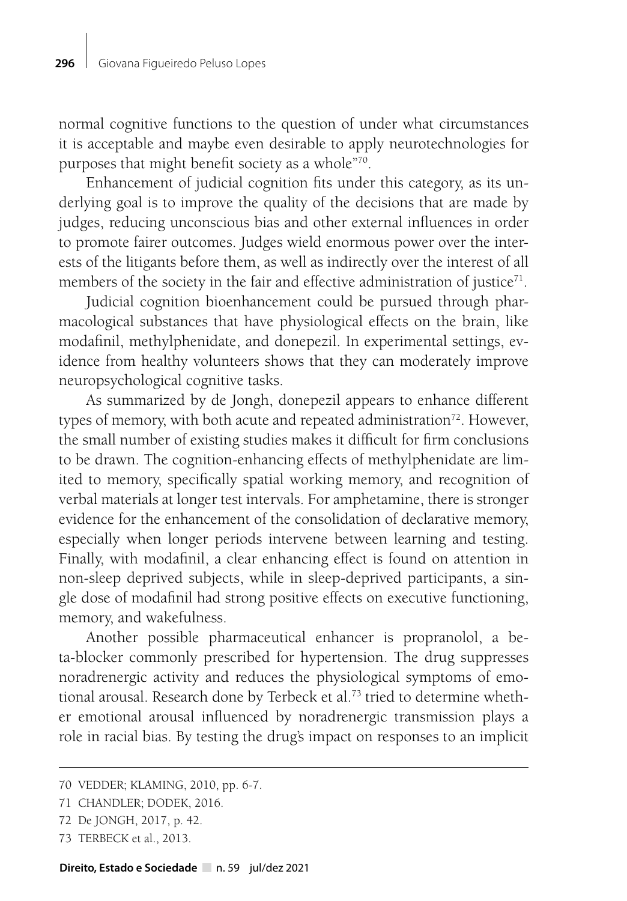normal cognitive functions to the question of under what circumstances it is acceptable and maybe even desirable to apply neurotechnologies for purposes that might benefit society as a whole"[70].

Enhancement of judicial cognition fits under this category, as its underlying goal is to improve the quality of the decisions that are made by judges, reducing unconscious bias and other external influences in order to promote fairer outcomes. Judges wield enormous power over the interests of the litigants before them, as well as indirectly over the interest of all members of the society in the fair and effective administration of justice[71].

Judicial cognition bioenhancement could be pursued through pharmacological substances that have physiological effects on the brain, like modafinil, methylphenidate, and donepezil. In experimental settings, evidence from healthy volunteers shows that they can moderately improve neuropsychological cognitive tasks.

As summarized by de Jongh, donepezil appears to enhance different types of memory, with both acute and repeated administration[72]. However, the small number of existing studies makes it difficult for firm conclusions to be drawn. The cognition-enhancing effects of methylphenidate are limited to memory, specifically spatial working memory, and recognition of verbal materials at longer test intervals. For amphetamine, there is stronger evidence for the enhancement of the consolidation of declarative memory, especially when longer periods intervene between learning and testing. Finally, with modafinil, a clear enhancing effect is found on attention in non-sleep deprived subjects, while in sleep-deprived participants, a single dose of modafinil had strong positive effects on executive functioning, memory, and wakefulness.

Another possible pharmaceutical enhancer is propranolol, a beta-blocker commonly prescribed for hypertension. The drug suppresses noradrenergic activity and reduces the physiological symptoms of emotional arousal. Research done by Terbeck et al.[73] tried to determine whether emotional arousal influenced by noradrenergic transmission plays a role in racial bias. By testing the drug's impact on responses to an implicit

---

70 VEDDER; KLAMING, 2010, pp. 6-7.

71 CHANDLER; DODEK, 2016.

72 De JONGH, 2017, p. 42.

73 TERBECK et al., 2013.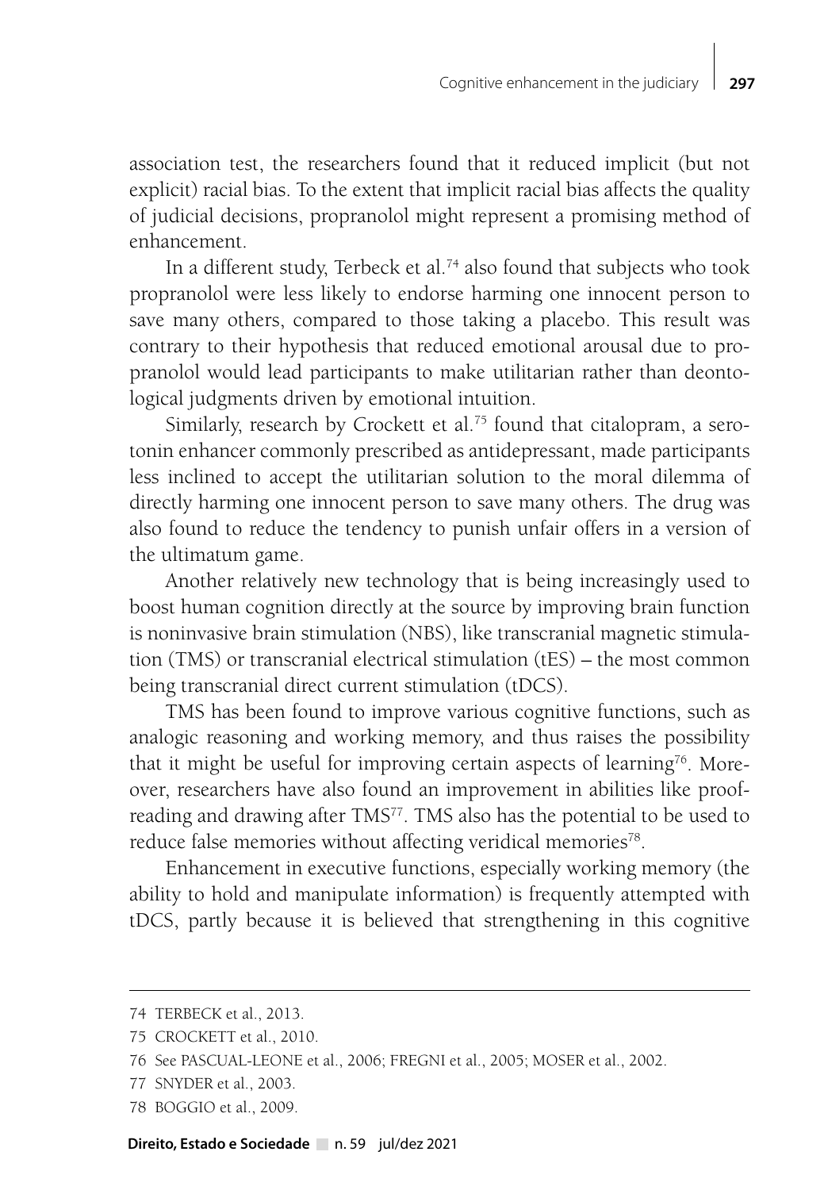association test, the researchers found that it reduced implicit (but not explicit) racial bias. To the extent that implicit racial bias affects the quality of judicial decisions, propranolol might represent a promising method of enhancement.

In a different study, Terbeck et al.[74] also found that subjects who took propranolol were less likely to endorse harming one innocent person to save many others, compared to those taking a placebo. This result was contrary to their hypothesis that reduced emotional arousal due to propranolol would lead participants to make utilitarian rather than deontological judgments driven by emotional intuition.

Similarly, research by Crockett et al.[75] found that citalopram, a serotonin enhancer commonly prescribed as antidepressant, made participants less inclined to accept the utilitarian solution to the moral dilemma of directly harming one innocent person to save many others. The drug was also found to reduce the tendency to punish unfair offers in a version of the ultimatum game.

Another relatively new technology that is being increasingly used to boost human cognition directly at the source by improving brain function is noninvasive brain stimulation (NBS), like transcranial magnetic stimulation (TMS) or transcranial electrical stimulation (tES) – the most common being transcranial direct current stimulation (tDCS).

TMS has been found to improve various cognitive functions, such as analogic reasoning and working memory, and thus raises the possibility that it might be useful for improving certain aspects of learning[76]. Moreover, researchers have also found an improvement in abilities like proofreading and drawing after TMS[77]. TMS also has the potential to be used to reduce false memories without affecting veridical memories[78].

Enhancement in executive functions, especially working memory (the ability to hold and manipulate information) is frequently attempted with tDCS, partly because it is believed that strengthening in this cognitive

---

74 TERBECK et al., 2013.

75 CROCKETT et al., 2010.

76 See PASCUAL-LEONE et al., 2006; FREGNI et al., 2005; MOSER et al., 2002.

77 SNYDER et al., 2003.

78 BOGGIO et al., 2009.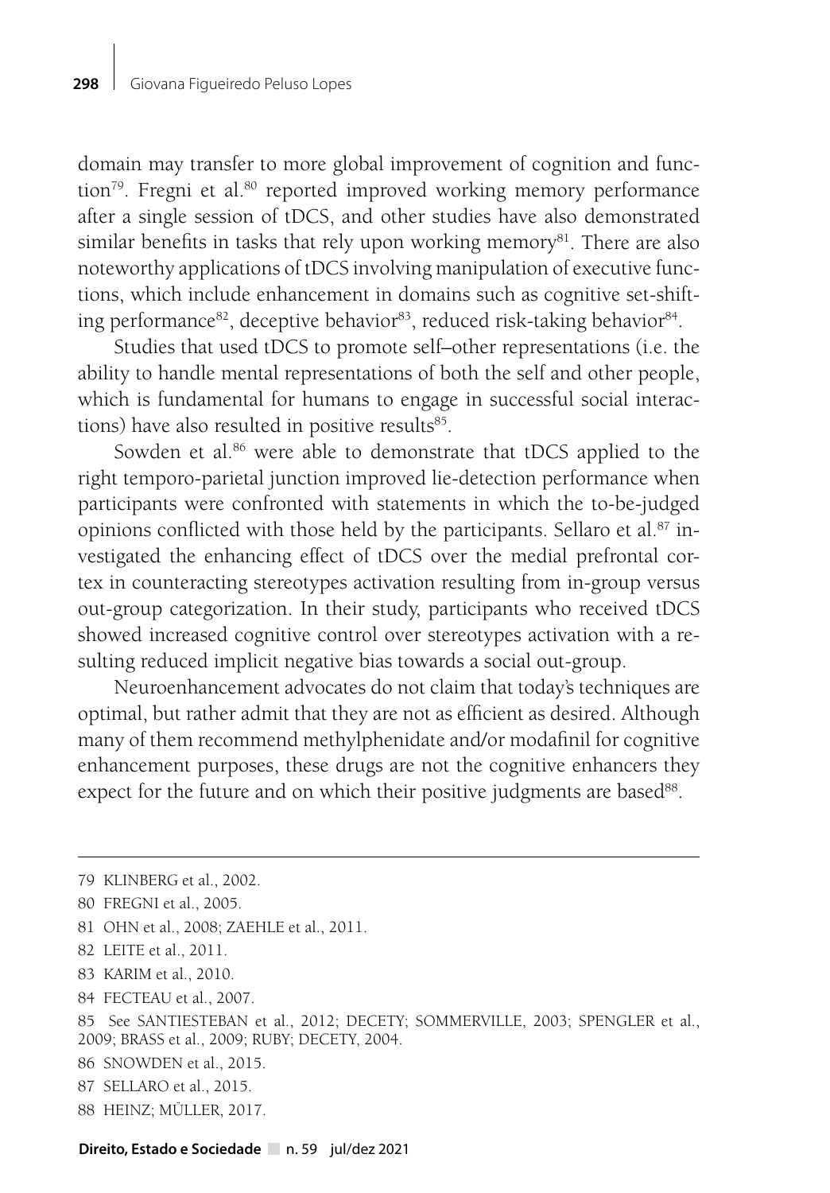domain may transfer to more global improvement of cognition and function[79]. Fregni et al.[80] reported improved working memory performance after a single session of tDCS, and other studies have also demonstrated similar benefits in tasks that rely upon working memory[81]. There are also noteworthy applications of tDCS involving manipulation of executive functions, which include enhancement in domains such as cognitive set-shifting performance[82], deceptive behavior[83], reduced risk-taking behavior[84].

Studies that used tDCS to promote self–other representations (i.e. the ability to handle mental representations of both the self and other people, which is fundamental for humans to engage in successful social interactions) have also resulted in positive results[85].

Sowden et al.[86] were able to demonstrate that tDCS applied to the right temporo-parietal junction improved lie-detection performance when participants were confronted with statements in which the to-be-judged opinions conflicted with those held by the participants. Sellaro et al.[87] investigated the enhancing effect of tDCS over the medial prefrontal cortex in counteracting stereotypes activation resulting from in-group versus out-group categorization. In their study, participants who received tDCS showed increased cognitive control over stereotypes activation with a resulting reduced implicit negative bias towards a social out-group.

Neuroenhancement advocates do not claim that today's techniques are optimal, but rather admit that they are not as efficient as desired. Although many of them recommend methylphenidate and/or modafinil for cognitive enhancement purposes, these drugs are not the cognitive enhancers they expect for the future and on which their positive judgments are based[88].

---

79 KLINBERG et al., 2002.

80 FREGNI et al., 2005.

81 OHN et al., 2008; ZAEHLE et al., 2011.

82 LEITE et al., 2011.

83 KARIM et al., 2010.

84 FECTEAU et al., 2007.

85 See SANTIESTEBAN et al., 2012; DECETY; SOMMERVILLE, 2003; SPENGLER et al., 2009; BRASS et al., 2009; RUBY; DECETY, 2004.

86 SNOWDEN et al., 2015.

87 SELLARO et al., 2015.

88 HEINZ; MÜLLER, 2017.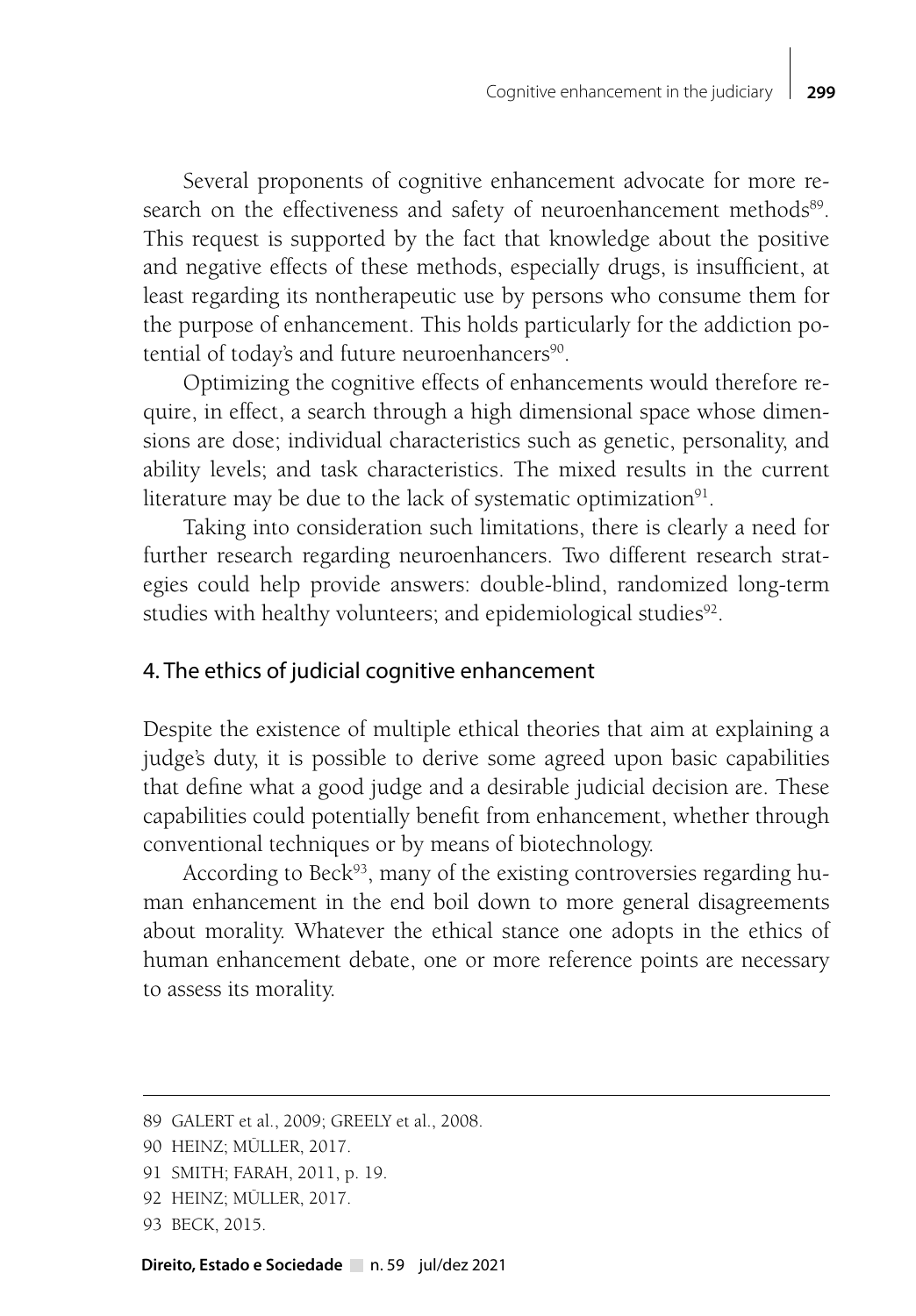Several proponents of cognitive enhancement advocate for more research on the effectiveness and safety of neuroenhancement methods[89]. This request is supported by the fact that knowledge about the positive and negative effects of these methods, especially drugs, is insufficient, at least regarding its nontherapeutic use by persons who consume them for the purpose of enhancement. This holds particularly for the addiction potential of today's and future neuroenhancers[90].

Optimizing the cognitive effects of enhancements would therefore require, in effect, a search through a high dimensional space whose dimensions are dose; individual characteristics such as genetic, personality, and ability levels; and task characteristics. The mixed results in the current literature may be due to the lack of systematic optimization[91].

Taking into consideration such limitations, there is clearly a need for further research regarding neuroenhancers. Two different research strategies could help provide answers: double-blind, randomized long-term studies with healthy volunteers; and epidemiological studies[92].

## 4. The ethics of judicial cognitive enhancement

Despite the existence of multiple ethical theories that aim at explaining a judge's duty, it is possible to derive some agreed upon basic capabilities that define what a good judge and a desirable judicial decision are. These capabilities could potentially benefit from enhancement, whether through conventional techniques or by means of biotechnology.

According to Beck[93], many of the existing controversies regarding human enhancement in the end boil down to more general disagreements about morality. Whatever the ethical stance one adopts in the ethics of human enhancement debate, one or more reference points are necessary to assess its morality.

---

89 GALERT et al., 2009; GREELY et al., 2008.

90 HEINZ; MÜLLER, 2017.

91 SMITH; FARAH, 2011, p. 19.

92 HEINZ; MÜLLER, 2017.

93 BECK, 2015.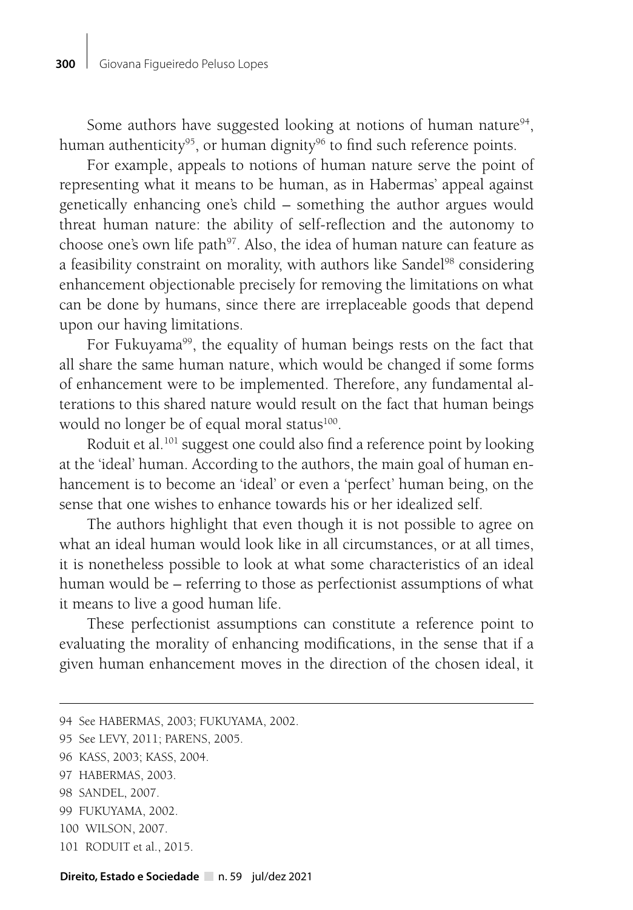Some authors have suggested looking at notions of human nature[94], human authenticity[95], or human dignity[96] to find such reference points.

For example, appeals to notions of human nature serve the point of representing what it means to be human, as in Habermas' appeal against genetically enhancing one's child – something the author argues would threat human nature: the ability of self-reflection and the autonomy to choose one's own life path[97]. Also, the idea of human nature can feature as a feasibility constraint on morality, with authors like Sandel[98] considering enhancement objectionable precisely for removing the limitations on what can be done by humans, since there are irreplaceable goods that depend upon our having limitations.

For Fukuyama[99], the equality of human beings rests on the fact that all share the same human nature, which would be changed if some forms of enhancement were to be implemented. Therefore, any fundamental alterations to this shared nature would result on the fact that human beings would no longer be of equal moral status[100].

Roduit et al.[101] suggest one could also find a reference point by looking at the 'ideal' human. According to the authors, the main goal of human enhancement is to become an 'ideal' or even a 'perfect' human being, on the sense that one wishes to enhance towards his or her idealized self.

The authors highlight that even though it is not possible to agree on what an ideal human would look like in all circumstances, or at all times, it is nonetheless possible to look at what some characteristics of an ideal human would be – referring to those as perfectionist assumptions of what it means to live a good human life.

These perfectionist assumptions can constitute a reference point to evaluating the morality of enhancing modifications, in the sense that if a given human enhancement moves in the direction of the chosen ideal, it

---

94 See HABERMAS, 2003; FUKUYAMA, 2002.

95 See LEVY, 2011; PARENS, 2005.

96 KASS, 2003; KASS, 2004.

97 HABERMAS, 2003.

98 SANDEL, 2007.

99 FUKUYAMA, 2002.

100 WILSON, 2007.

101 RODUIT et al., 2015.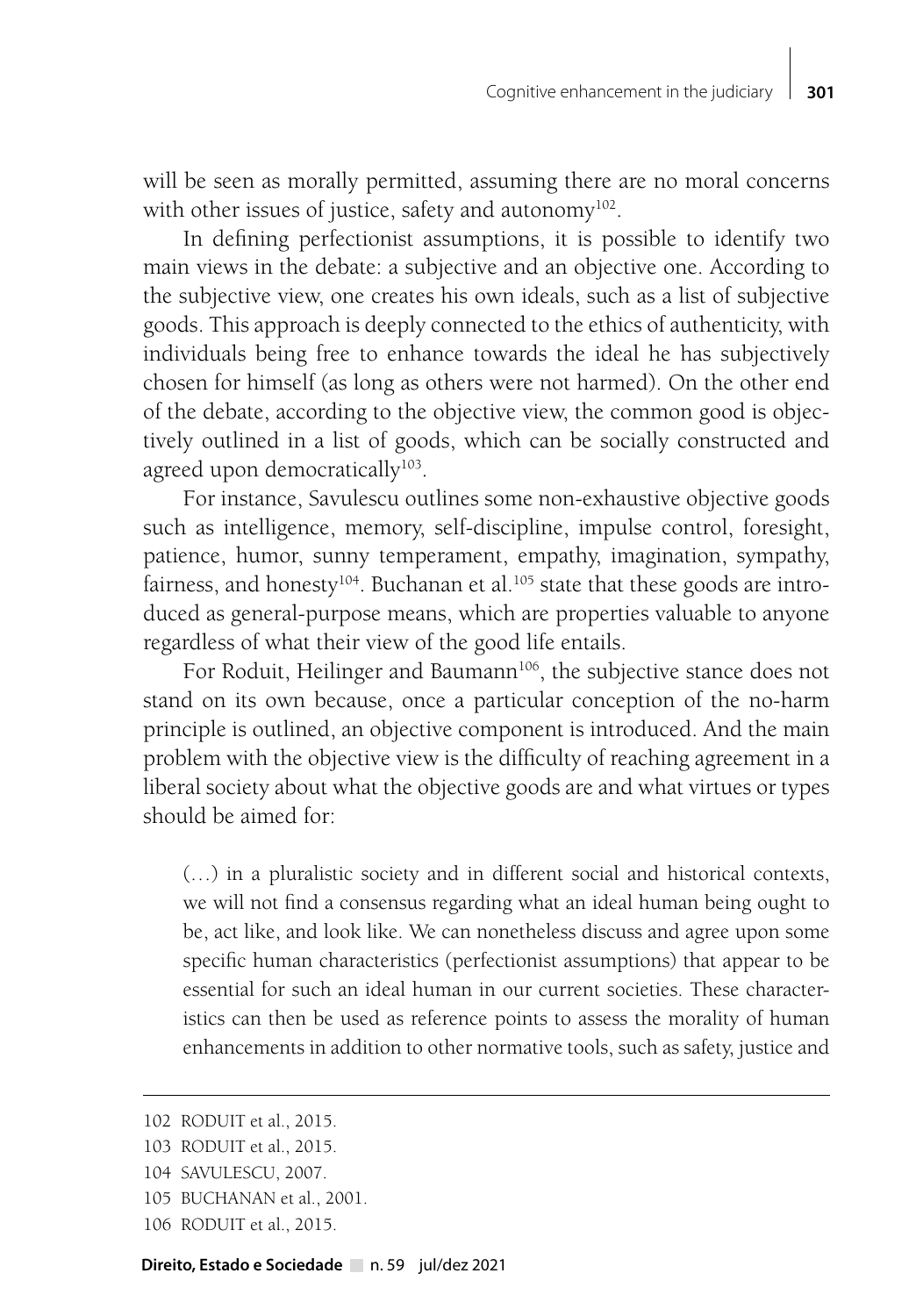will be seen as morally permitted, assuming there are no moral concerns with other issues of justice, safety and autonomy[102].

In defining perfectionist assumptions, it is possible to identify two main views in the debate: a subjective and an objective one. According to the subjective view, one creates his own ideals, such as a list of subjective goods. This approach is deeply connected to the ethics of authenticity, with individuals being free to enhance towards the ideal he has subjectively chosen for himself (as long as others were not harmed). On the other end of the debate, according to the objective view, the common good is objectively outlined in a list of goods, which can be socially constructed and agreed upon democratically[103].

For instance, Savulescu outlines some non-exhaustive objective goods such as intelligence, memory, self-discipline, impulse control, foresight, patience, humor, sunny temperament, empathy, imagination, sympathy, fairness, and honesty[104]. Buchanan et al.[105] state that these goods are introduced as general-purpose means, which are properties valuable to anyone regardless of what their view of the good life entails.

For Roduit, Heilinger and Baumann[106], the subjective stance does not stand on its own because, once a particular conception of the no-harm principle is outlined, an objective component is introduced. And the main problem with the objective view is the difficulty of reaching agreement in a liberal society about what the objective goods are and what virtues or types should be aimed for:

> (…) in a pluralistic society and in different social and historical contexts, we will not find a consensus regarding what an ideal human being ought to be, act like, and look like. We can nonetheless discuss and agree upon some specific human characteristics (perfectionist assumptions) that appear to be essential for such an ideal human in our current societies. These characteristics can then be used as reference points to assess the morality of human enhancements in addition to other normative tools, such as safety, justice and

---

102 RODUIT et al., 2015.

103 RODUIT et al., 2015.

104 SAVULESCU, 2007.

105 BUCHANAN et al., 2001.

106 RODUIT et al., 2015.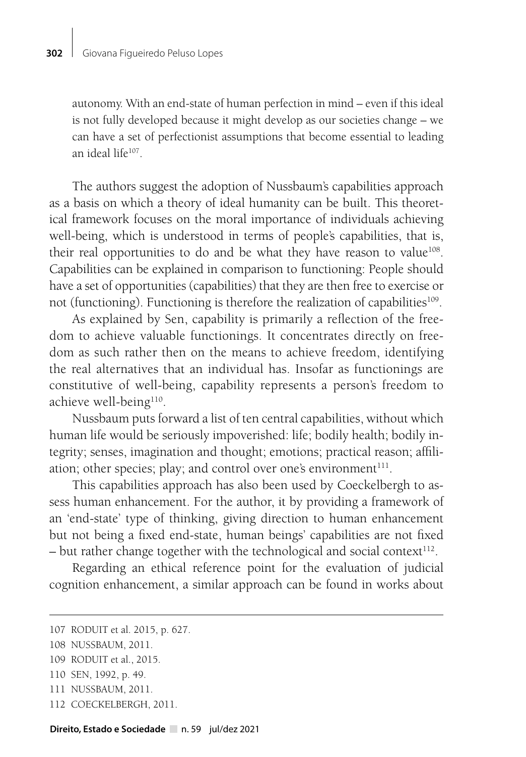autonomy. With an end-state of human perfection in mind – even if this ideal is not fully developed because it might develop as our societies change – we can have a set of perfectionist assumptions that become essential to leading an ideal life[107].

The authors suggest the adoption of Nussbaum's capabilities approach as a basis on which a theory of ideal humanity can be built. This theoretical framework focuses on the moral importance of individuals achieving well-being, which is understood in terms of people's capabilities, that is, their real opportunities to do and be what they have reason to value[108]. Capabilities can be explained in comparison to functioning: People should have a set of opportunities (capabilities) that they are then free to exercise or not (functioning). Functioning is therefore the realization of capabilities[109].

As explained by Sen, capability is primarily a reflection of the freedom to achieve valuable functionings. It concentrates directly on freedom as such rather then on the means to achieve freedom, identifying the real alternatives that an individual has. Insofar as functionings are constitutive of well-being, capability represents a person's freedom to achieve well-being[110].

Nussbaum puts forward a list of ten central capabilities, without which human life would be seriously impoverished: life; bodily health; bodily integrity; senses, imagination and thought; emotions; practical reason; affiliation; other species; play; and control over one's environment[111].

This capabilities approach has also been used by Coeckelbergh to assess human enhancement. For the author, it by providing a framework of an 'end-state' type of thinking, giving direction to human enhancement but not being a fixed end-state, human beings' capabilities are not fixed – but rather change together with the technological and social context[112].

Regarding an ethical reference point for the evaluation of judicial cognition enhancement, a similar approach can be found in works about

---

107 RODUIT et al. 2015, p. 627.

108 NUSSBAUM, 2011.

109 RODUIT et al., 2015.

110 SEN, 1992, p. 49.

111 NUSSBAUM, 2011.

112 COECKELBERGH, 2011.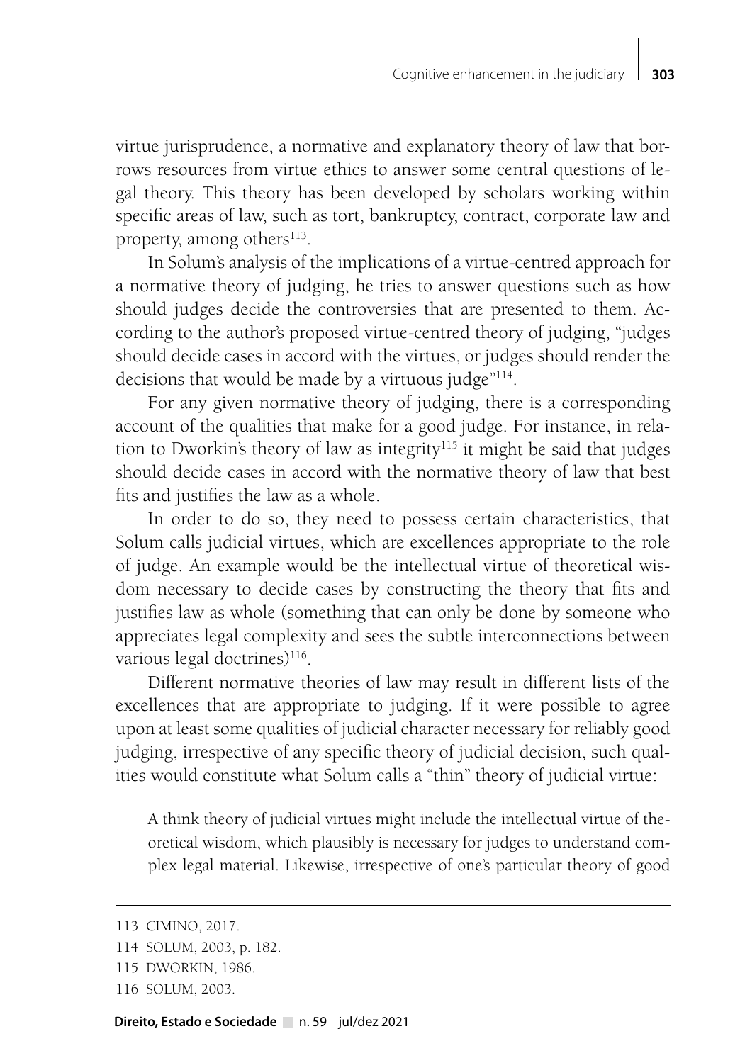virtue jurisprudence, a normative and explanatory theory of law that borrows resources from virtue ethics to answer some central questions of legal theory. This theory has been developed by scholars working within specific areas of law, such as tort, bankruptcy, contract, corporate law and property, among others[113].

In Solum's analysis of the implications of a virtue-centred approach for a normative theory of judging, he tries to answer questions such as how should judges decide the controversies that are presented to them. According to the author's proposed virtue-centred theory of judging, "judges should decide cases in accord with the virtues, or judges should render the decisions that would be made by a virtuous judge"[114].

For any given normative theory of judging, there is a corresponding account of the qualities that make for a good judge. For instance, in relation to Dworkin's theory of law as integrity[115] it might be said that judges should decide cases in accord with the normative theory of law that best fits and justifies the law as a whole.

In order to do so, they need to possess certain characteristics, that Solum calls judicial virtues, which are excellences appropriate to the role of judge. An example would be the intellectual virtue of theoretical wisdom necessary to decide cases by constructing the theory that fits and justifies law as whole (something that can only be done by someone who appreciates legal complexity and sees the subtle interconnections between various legal doctrines)[116].

Different normative theories of law may result in different lists of the excellences that are appropriate to judging. If it were possible to agree upon at least some qualities of judicial character necessary for reliably good judging, irrespective of any specific theory of judicial decision, such qualities would constitute what Solum calls a "thin" theory of judicial virtue:

> A think theory of judicial virtues might include the intellectual virtue of theoretical wisdom, which plausibly is necessary for judges to understand complex legal material. Likewise, irrespective of one's particular theory of good

---

113 CIMINO, 2017.

114 SOLUM, 2003, p. 182.

115 DWORKIN, 1986.

116 SOLUM, 2003.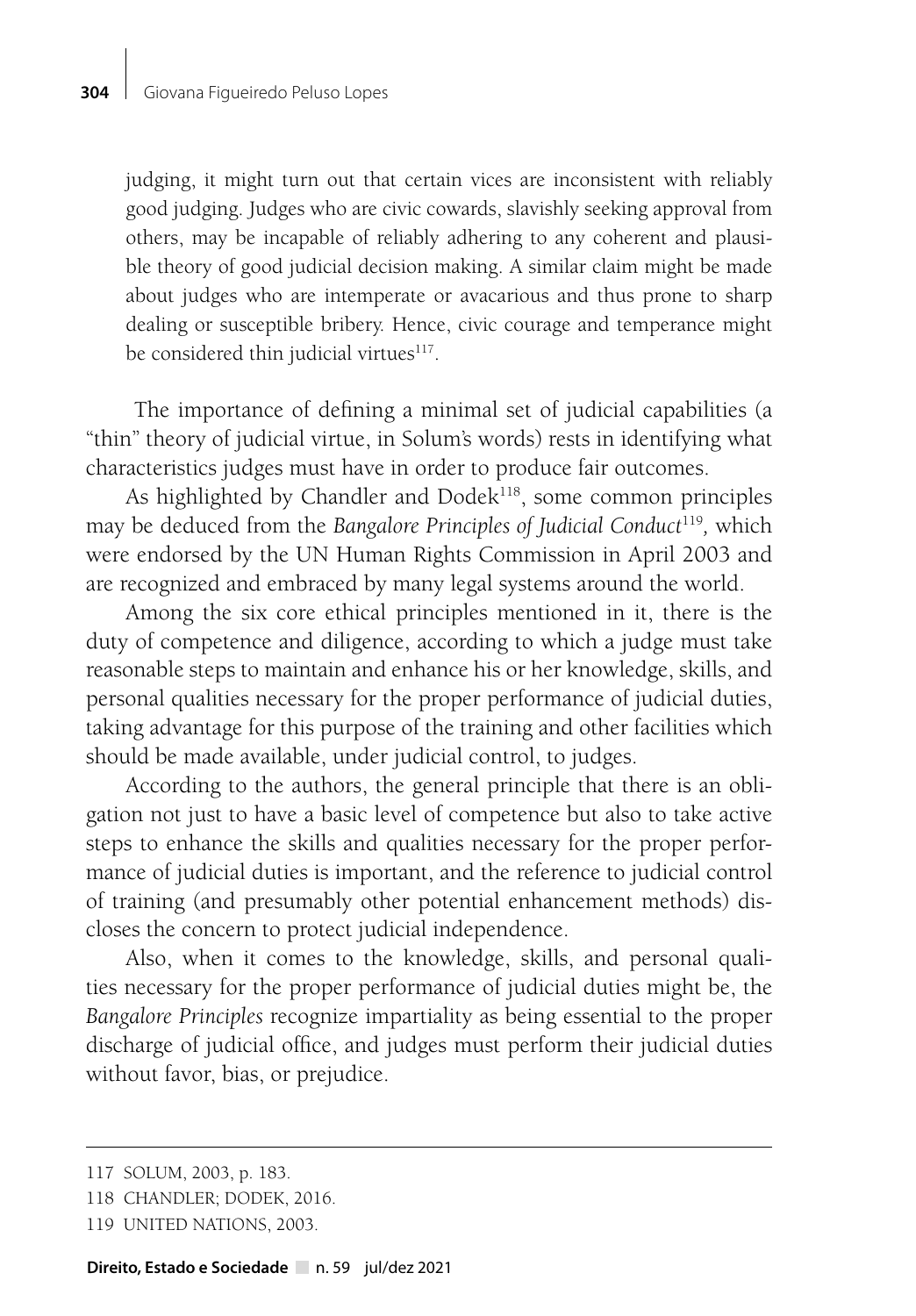> judging, it might turn out that certain vices are inconsistent with reliably good judging. Judges who are civic cowards, slavishly seeking approval from others, may be incapable of reliably adhering to any coherent and plausible theory of good judicial decision making. A similar claim might be made about judges who are intemperate or avacarious and thus prone to sharp dealing or susceptible bribery. Hence, civic courage and temperance might be considered thin judicial virtues[117].

The importance of defining a minimal set of judicial capabilities (a "thin" theory of judicial virtue, in Solum's words) rests in identifying what characteristics judges must have in order to produce fair outcomes.

As highlighted by Chandler and Dodek[118], some common principles may be deduced from the *Bangalore Principles of Judicial Conduct*[119], which were endorsed by the UN Human Rights Commission in April 2003 and are recognized and embraced by many legal systems around the world.

Among the six core ethical principles mentioned in it, there is the duty of competence and diligence, according to which a judge must take reasonable steps to maintain and enhance his or her knowledge, skills, and personal qualities necessary for the proper performance of judicial duties, taking advantage for this purpose of the training and other facilities which should be made available, under judicial control, to judges.

According to the authors, the general principle that there is an obligation not just to have a basic level of competence but also to take active steps to enhance the skills and qualities necessary for the proper performance of judicial duties is important, and the reference to judicial control of training (and presumably other potential enhancement methods) discloses the concern to protect judicial independence.

Also, when it comes to the knowledge, skills, and personal qualities necessary for the proper performance of judicial duties might be, the *Bangalore Principles* recognize impartiality as being essential to the proper discharge of judicial office, and judges must perform their judicial duties without favor, bias, or prejudice.

---

117 SOLUM, 2003, p. 183.

118 CHANDLER; DODEK, 2016.

119 UNITED NATIONS, 2003.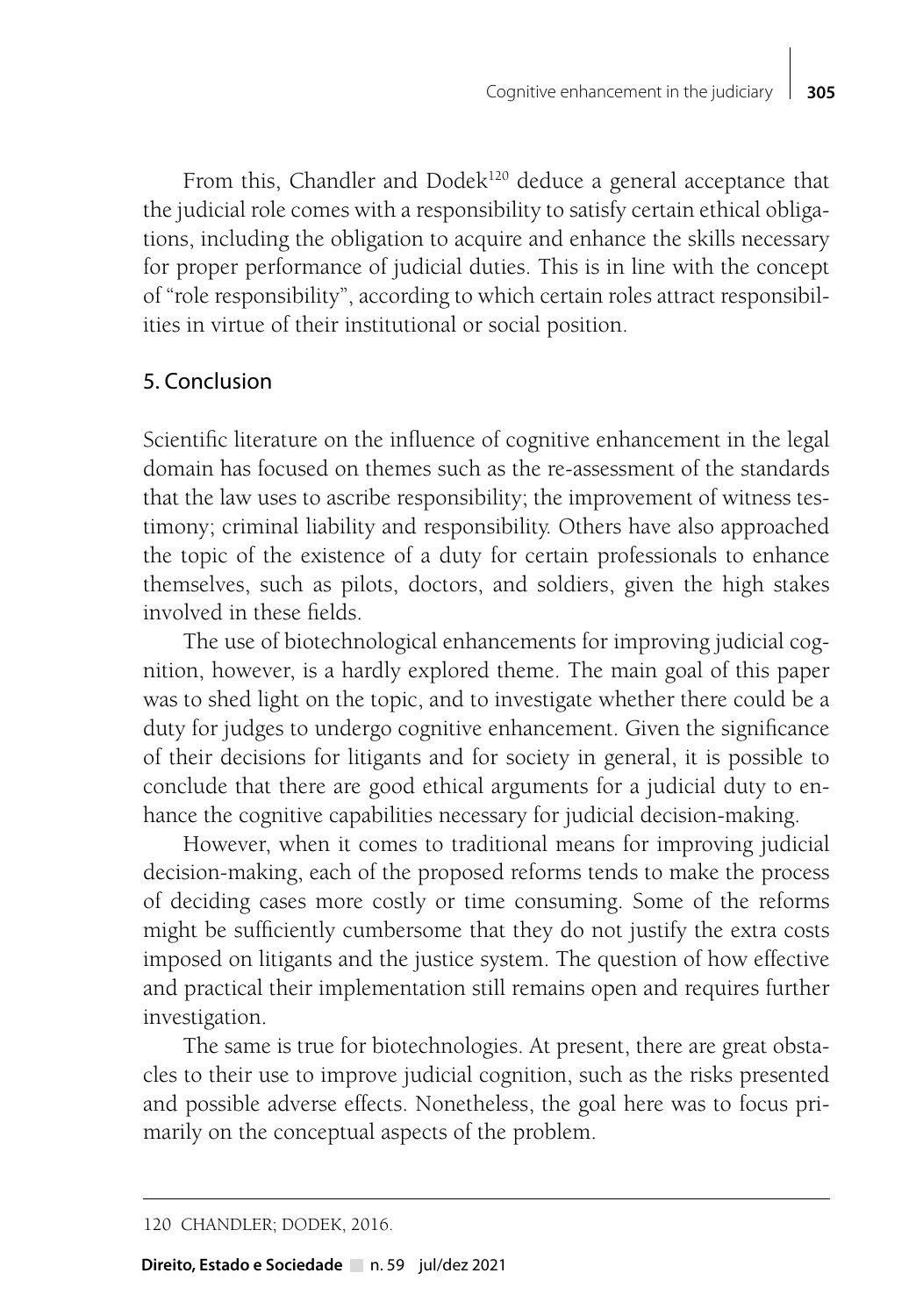From this, Chandler and Dodek[120] deduce a general acceptance that the judicial role comes with a responsibility to satisfy certain ethical obligations, including the obligation to acquire and enhance the skills necessary for proper performance of judicial duties. This is in line with the concept of "role responsibility", according to which certain roles attract responsibilities in virtue of their institutional or social position.

## 5. Conclusion

Scientific literature on the influence of cognitive enhancement in the legal domain has focused on themes such as the re-assessment of the standards that the law uses to ascribe responsibility; the improvement of witness testimony; criminal liability and responsibility. Others have also approached the topic of the existence of a duty for certain professionals to enhance themselves, such as pilots, doctors, and soldiers, given the high stakes involved in these fields.

The use of biotechnological enhancements for improving judicial cognition, however, is a hardly explored theme. The main goal of this paper was to shed light on the topic, and to investigate whether there could be a duty for judges to undergo cognitive enhancement. Given the significance of their decisions for litigants and for society in general, it is possible to conclude that there are good ethical arguments for a judicial duty to enhance the cognitive capabilities necessary for judicial decision-making.

However, when it comes to traditional means for improving judicial decision-making, each of the proposed reforms tends to make the process of deciding cases more costly or time consuming. Some of the reforms might be sufficiently cumbersome that they do not justify the extra costs imposed on litigants and the justice system. The question of how effective and practical their implementation still remains open and requires further investigation.

The same is true for biotechnologies. At present, there are great obstacles to their use to improve judicial cognition, such as the risks presented and possible adverse effects. Nonetheless, the goal here was to focus primarily on the conceptual aspects of the problem.

---

120 CHANDLER; DODEK, 2016.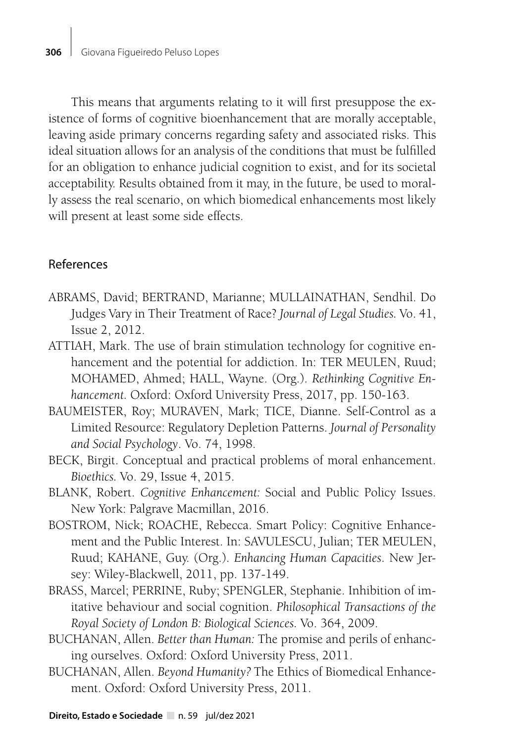This means that arguments relating to it will first presuppose the existence of forms of cognitive bioenhancement that are morally acceptable, leaving aside primary concerns regarding safety and associated risks. This ideal situation allows for an analysis of the conditions that must be fulfilled for an obligation to enhance judicial cognition to exist, and for its societal acceptability. Results obtained from it may, in the future, be used to morally assess the real scenario, on which biomedical enhancements most likely will present at least some side effects.

## References

ABRAMS, David; BERTRAND, Marianne; MULLAINATHAN, Sendhil. Do Judges Vary in Their Treatment of Race? *Journal of Legal Studies.* Vo. 41, Issue 2, 2012.

ATTIAH, Mark. The use of brain stimulation technology for cognitive enhancement and the potential for addiction. In: TER MEULEN, Ruud; MOHAMED, Ahmed; HALL, Wayne. (Org.). *Rethinking Cognitive Enhancement.* Oxford: Oxford University Press, 2017, pp. 150-163.

BAUMEISTER, Roy; MURAVEN, Mark; TICE, Dianne. Self-Control as a Limited Resource: Regulatory Depletion Patterns. *Journal of Personality and Social Psychology*. Vo. 74, 1998.

BECK, Birgit. Conceptual and practical problems of moral enhancement. *Bioethics.* Vo. 29, Issue 4, 2015.

BLANK, Robert. *Cognitive Enhancement:* Social and Public Policy Issues. New York: Palgrave Macmillan, 2016.

BOSTROM, Nick; ROACHE, Rebecca. Smart Policy: Cognitive Enhancement and the Public Interest. In: SAVULESCU, Julian; TER MEULEN, Ruud; KAHANE, Guy. (Org.). *Enhancing Human Capacities*. New Jersey: Wiley-Blackwell, 2011, pp. 137-149.

BRASS, Marcel; PERRINE, Ruby; SPENGLER, Stephanie. Inhibition of imitative behaviour and social cognition. *Philosophical Transactions of the Royal Society of London B: Biological Sciences.* Vo. 364, 2009.

BUCHANAN, Allen. *Better than Human:* The promise and perils of enhancing ourselves. Oxford: Oxford University Press, 2011.

BUCHANAN, Allen. *Beyond Humanity?* The Ethics of Biomedical Enhancement. Oxford: Oxford University Press, 2011.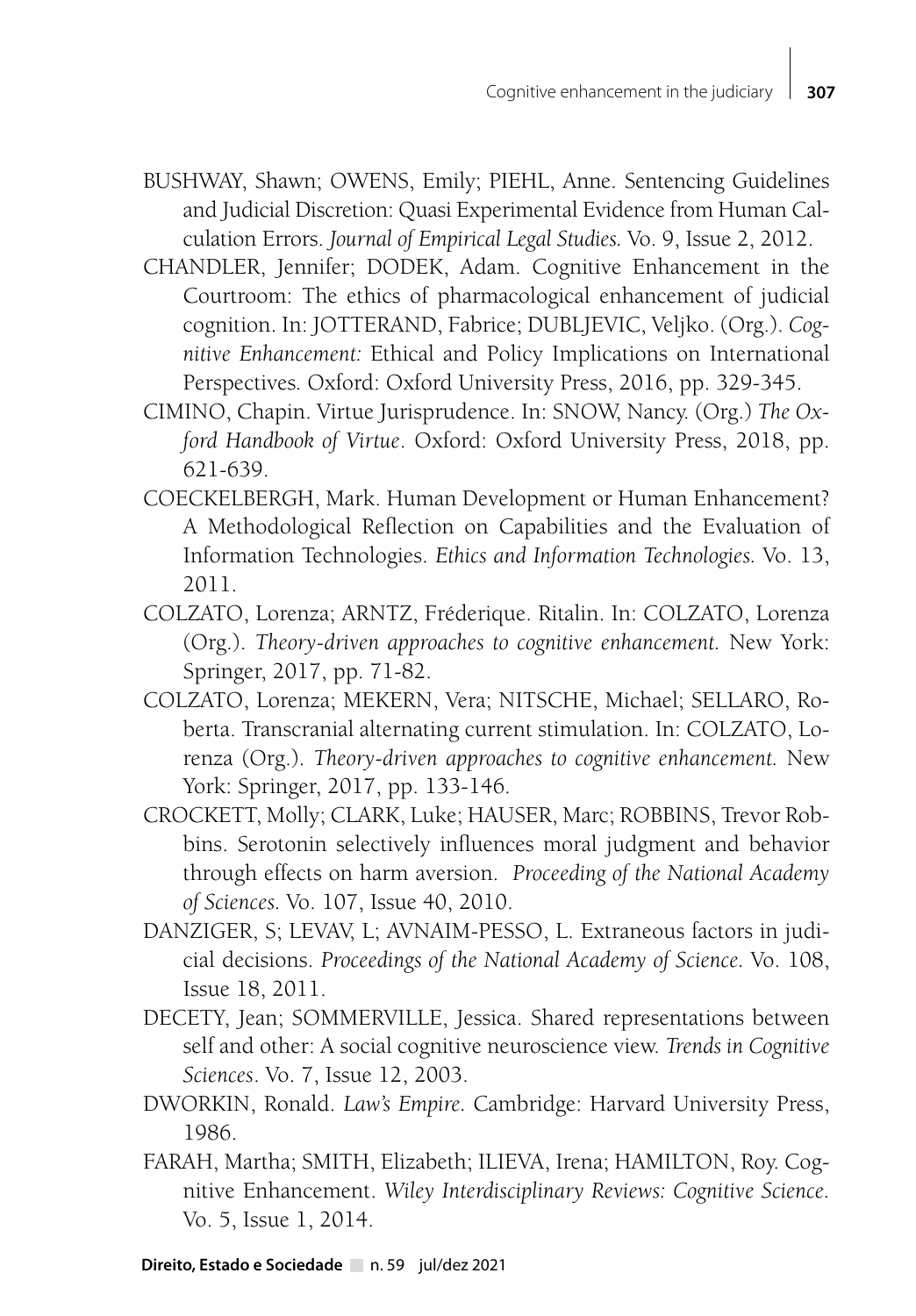BUSHWAY, Shawn; OWENS, Emily; PIEHL, Anne. Sentencing Guidelines and Judicial Discretion: Quasi Experimental Evidence from Human Calculation Errors. *Journal of Empirical Legal Studies*. Vo. 9, Issue 2, 2012.

CHANDLER, Jennifer; DODEK, Adam. Cognitive Enhancement in the Courtroom: The ethics of pharmacological enhancement of judicial cognition. In: JOTTERAND, Fabrice; DUBLJEVIC, Veljko. (Org.). *Cognitive Enhancement:* Ethical and Policy Implications on International Perspectives. Oxford: Oxford University Press, 2016, pp. 329-345.

CIMINO, Chapin. Virtue Jurisprudence. In: SNOW, Nancy. (Org.) *The Oxford Handbook of Virtue*. Oxford: Oxford University Press, 2018, pp. 621-639.

COECKELBERGH, Mark. Human Development or Human Enhancement? A Methodological Reflection on Capabilities and the Evaluation of Information Technologies. *Ethics and Information Technologies*. Vo. 13, 2011.

COLZATO, Lorenza; ARNTZ, Fréderique. Ritalin. In: COLZATO, Lorenza (Org.). *Theory-driven approaches to cognitive enhancement*. New York: Springer, 2017, pp. 71-82.

COLZATO, Lorenza; MEKERN, Vera; NITSCHE, Michael; SELLARO, Roberta. Transcranial alternating current stimulation. In: COLZATO, Lorenza (Org.). *Theory-driven approaches to cognitive enhancement*. New York: Springer, 2017, pp. 133-146.

CROCKETT, Molly; CLARK, Luke; HAUSER, Marc; ROBBINS, Trevor Robbins. Serotonin selectively influences moral judgment and behavior through effects on harm aversion. *Proceeding of the National Academy of Sciences*. Vo. 107, Issue 40, 2010.

DANZIGER, S; LEVAV, L; AVNAIM-PESSO, L. Extraneous factors in judicial decisions. *Proceedings of the National Academy of Science*. Vo. 108, Issue 18, 2011.

DECETY, Jean; SOMMERVILLE, Jessica. Shared representations between self and other: A social cognitive neuroscience view. *Trends in Cognitive Sciences*. Vo. 7, Issue 12, 2003.

DWORKIN, Ronald. *Law's Empire*. Cambridge: Harvard University Press, 1986.

FARAH, Martha; SMITH, Elizabeth; ILIEVA, Irena; HAMILTON, Roy. Cognitive Enhancement. *Wiley Interdisciplinary Reviews: Cognitive Science*. Vo. 5, Issue 1, 2014.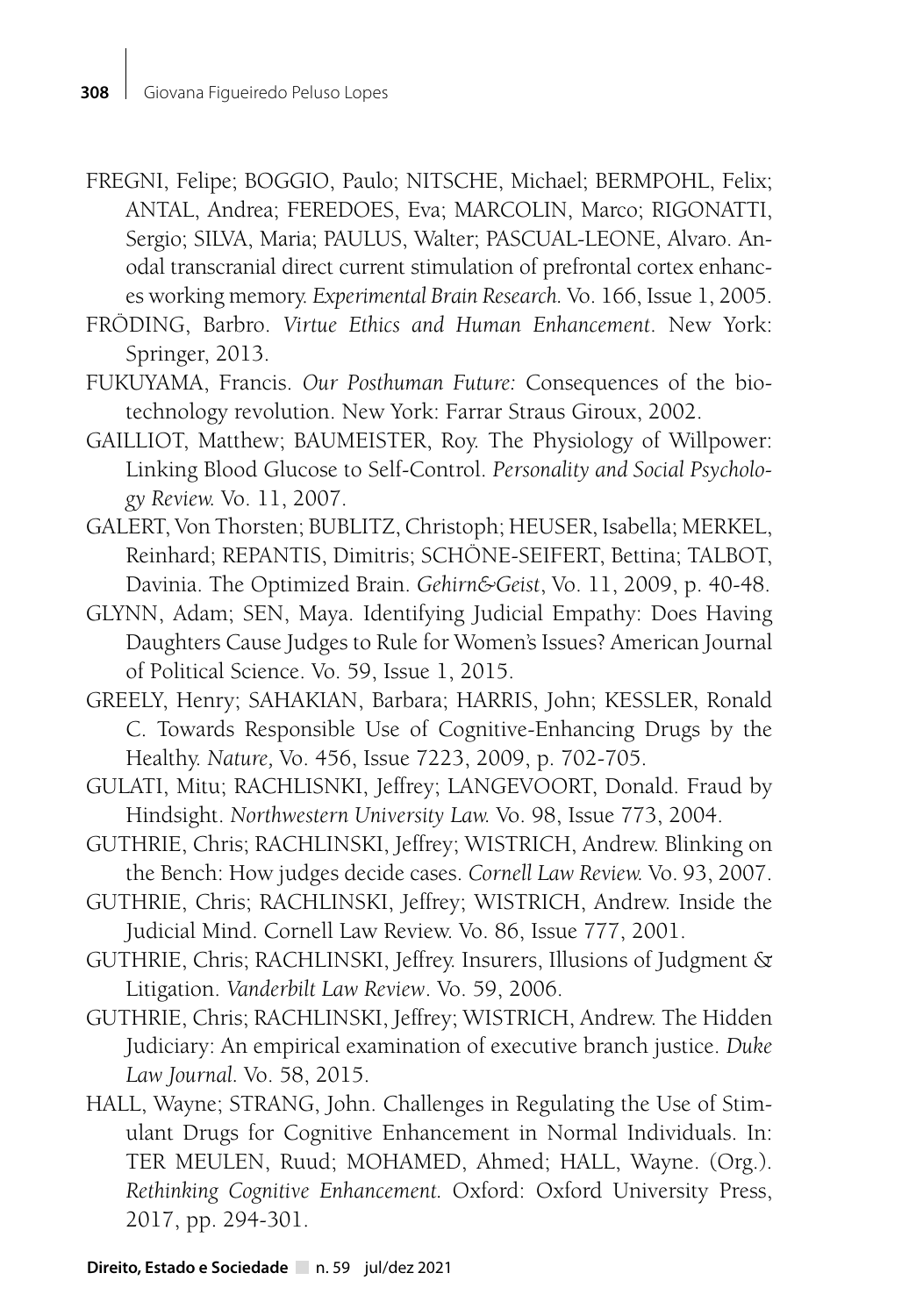FREGNI, Felipe; BOGGIO, Paulo; NITSCHE, Michael; BERMPOHL, Felix; ANTAL, Andrea; FEREDOES, Eva; MARCOLIN, Marco; RIGONATTI, Sergio; SILVA, Maria; PAULUS, Walter; PASCUAL-LEONE, Alvaro. Anodal transcranial direct current stimulation of prefrontal cortex enhances working memory. *Experimental Brain Research.* Vo. 166, Issue 1, 2005.

FRÖDING, Barbro. *Virtue Ethics and Human Enhancement*. New York: Springer, 2013.

FUKUYAMA, Francis. *Our Posthuman Future:* Consequences of the biotechnology revolution. New York: Farrar Straus Giroux, 2002.

GAILLIOT, Matthew; BAUMEISTER, Roy. The Physiology of Willpower: Linking Blood Glucose to Self-Control. *Personality and Social Psychology Review.* Vo. 11, 2007.

GALERT, Von Thorsten; BUBLITZ, Christoph; HEUSER, Isabella; MERKEL, Reinhard; REPANTIS, Dimitris; SCHÖNE-SEIFERT, Bettina; TALBOT, Davinia. The Optimized Brain. *Gehirn&Geist*, Vo. 11, 2009, p. 40-48.

GLYNN, Adam; SEN, Maya. Identifying Judicial Empathy: Does Having Daughters Cause Judges to Rule for Women's Issues? American Journal of Political Science. Vo. 59, Issue 1, 2015.

GREELY, Henry; SAHAKIAN, Barbara; HARRIS, John; KESSLER, Ronald C. Towards Responsible Use of Cognitive-Enhancing Drugs by the Healthy. *Nature,* Vo. 456, Issue 7223, 2009, p. 702-705.

GULATI, Mitu; RACHLISNKI, Jeffrey; LANGEVOORT, Donald. Fraud by Hindsight. *Northwestern University Law.* Vo. 98, Issue 773, 2004.

GUTHRIE, Chris; RACHLINSKI, Jeffrey; WISTRICH, Andrew. Blinking on the Bench: How judges decide cases. *Cornell Law Review.* Vo. 93, 2007.

GUTHRIE, Chris; RACHLINSKI, Jeffrey; WISTRICH, Andrew. Inside the Judicial Mind. Cornell Law Review. Vo. 86, Issue 777, 2001.

GUTHRIE, Chris; RACHLINSKI, Jeffrey. Insurers, Illusions of Judgment & Litigation. *Vanderbilt Law Review*. Vo. 59, 2006.

GUTHRIE, Chris; RACHLINSKI, Jeffrey; WISTRICH, Andrew. The Hidden Judiciary: An empirical examination of executive branch justice. *Duke Law Journal*. Vo. 58, 2015.

HALL, Wayne; STRANG, John. Challenges in Regulating the Use of Stimulant Drugs for Cognitive Enhancement in Normal Individuals. In: TER MEULEN, Ruud; MOHAMED, Ahmed; HALL, Wayne. (Org.). *Rethinking Cognitive Enhancement.* Oxford: Oxford University Press, 2017, pp. 294-301.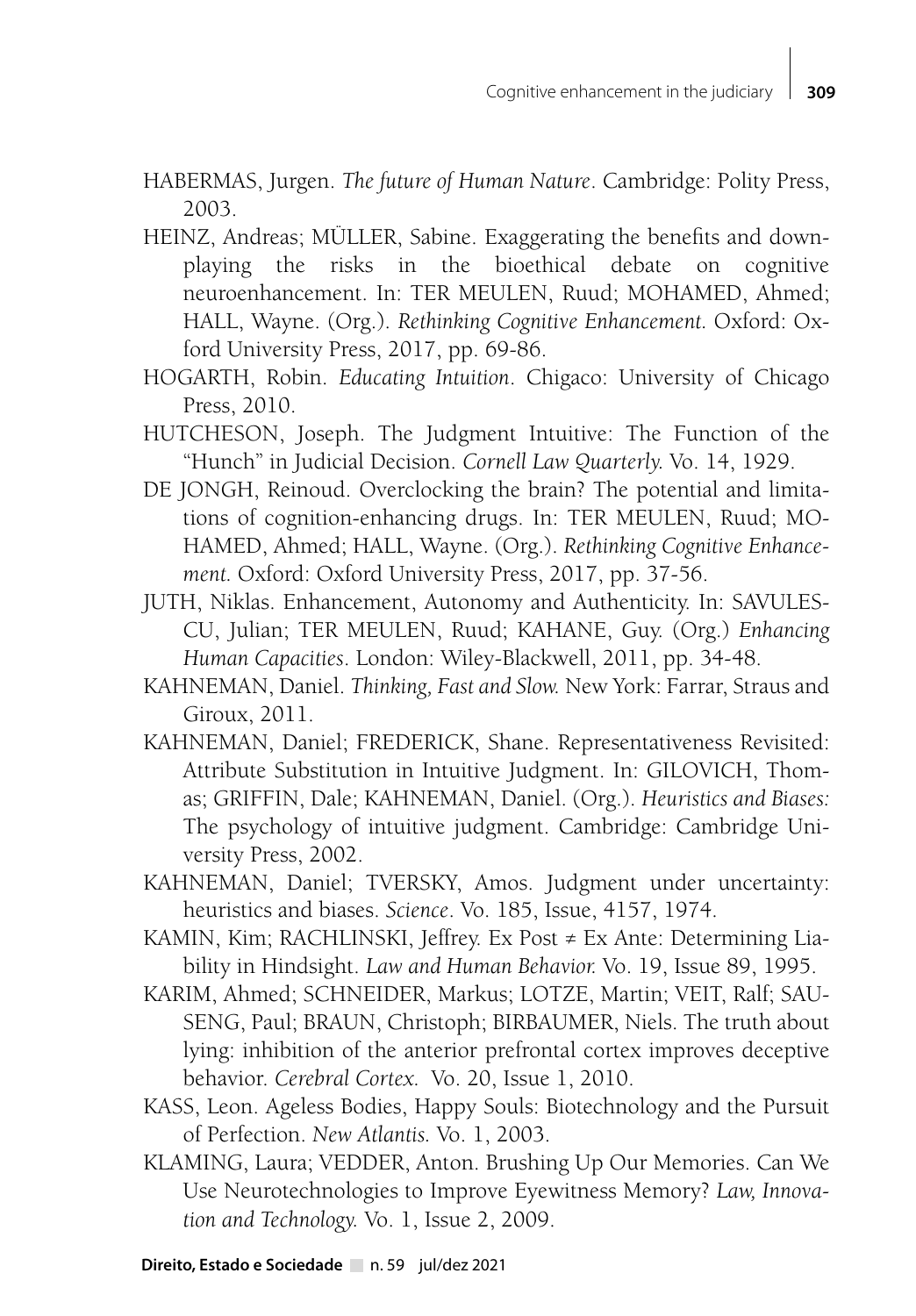HABERMAS, Jurgen. *The future of Human Nature*. Cambridge: Polity Press, 2003.

HEINZ, Andreas; MÜLLER, Sabine. Exaggerating the benefits and downplaying the risks in the bioethical debate on cognitive neuroenhancement. In: TER MEULEN, Ruud; MOHAMED, Ahmed; HALL, Wayne. (Org.). *Rethinking Cognitive Enhancement.* Oxford: Oxford University Press, 2017, pp. 69-86.

HOGARTH, Robin. *Educating Intuition*. Chigaco: University of Chicago Press, 2010.

HUTCHESON, Joseph. The Judgment Intuitive: The Function of the "Hunch" in Judicial Decision. *Cornell Law Quarterly.* Vo. 14, 1929.

DE JONGH, Reinoud. Overclocking the brain? The potential and limitations of cognition-enhancing drugs. In: TER MEULEN, Ruud; MOHAMED, Ahmed; HALL, Wayne. (Org.). *Rethinking Cognitive Enhancement.* Oxford: Oxford University Press, 2017, pp. 37-56.

JUTH, Niklas. Enhancement, Autonomy and Authenticity. In: SAVULESCU, Julian; TER MEULEN, Ruud; KAHANE, Guy. (Org.) *Enhancing Human Capacities*. London: Wiley-Blackwell, 2011, pp. 34-48.

KAHNEMAN, Daniel. *Thinking, Fast and Slow.* New York: Farrar, Straus and Giroux, 2011.

KAHNEMAN, Daniel; FREDERICK, Shane. Representativeness Revisited: Attribute Substitution in Intuitive Judgment. In: GILOVICH, Thomas; GRIFFIN, Dale; KAHNEMAN, Daniel. (Org.). *Heuristics and Biases:* The psychology of intuitive judgment. Cambridge: Cambridge University Press, 2002.

KAHNEMAN, Daniel; TVERSKY, Amos. Judgment under uncertainty: heuristics and biases. *Science*. Vo. 185, Issue, 4157, 1974.

KAMIN, Kim; RACHLINSKI, Jeffrey. Ex Post ≠ Ex Ante: Determining Liability in Hindsight. *Law and Human Behavior.* Vo. 19, Issue 89, 1995.

KARIM, Ahmed; SCHNEIDER, Markus; LOTZE, Martin; VEIT, Ralf; SAUSENG, Paul; BRAUN, Christoph; BIRBAUMER, Niels. The truth about lying: inhibition of the anterior prefrontal cortex improves deceptive behavior. *Cerebral Cortex.* Vo. 20, Issue 1, 2010.

KASS, Leon. Ageless Bodies, Happy Souls: Biotechnology and the Pursuit of Perfection. *New Atlantis.* Vo. 1, 2003.

KLAMING, Laura; VEDDER, Anton. Brushing Up Our Memories. Can We Use Neurotechnologies to Improve Eyewitness Memory? *Law, Innovation and Technology.* Vo. 1, Issue 2, 2009.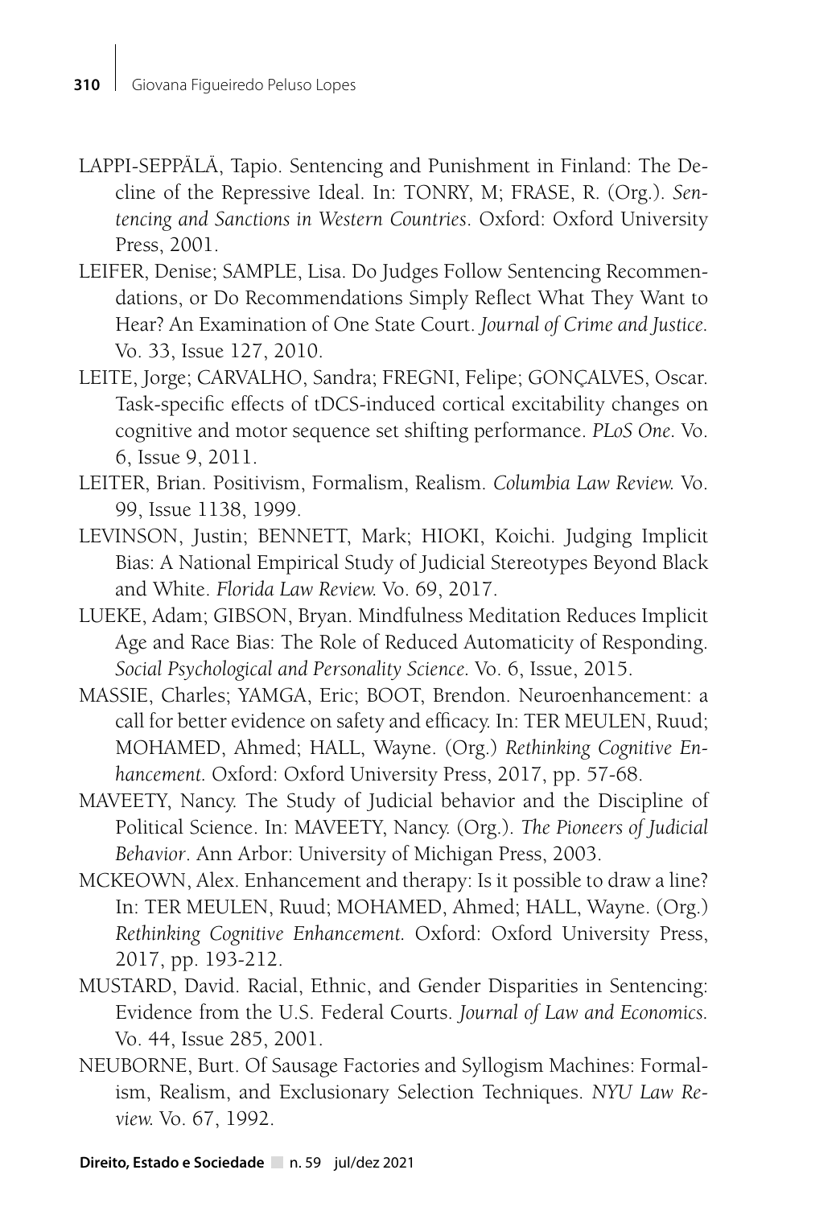LAPPI-SEPPÄLÄ, Tapio. Sentencing and Punishment in Finland: The Decline of the Repressive Ideal. In: TONRY, M; FRASE, R. (Org.). *Sentencing and Sanctions in Western Countries*. Oxford: Oxford University Press, 2001.

LEIFER, Denise; SAMPLE, Lisa. Do Judges Follow Sentencing Recommendations, or Do Recommendations Simply Reflect What They Want to Hear? An Examination of One State Court. *Journal of Crime and Justice.* Vo. 33, Issue 127, 2010.

LEITE, Jorge; CARVALHO, Sandra; FREGNI, Felipe; GONÇALVES, Oscar. Task-specific effects of tDCS-induced cortical excitability changes on cognitive and motor sequence set shifting performance. *PLoS One*. Vo. 6, Issue 9, 2011.

LEITER, Brian. Positivism, Formalism, Realism. *Columbia Law Review.* Vo. 99, Issue 1138, 1999.

LEVINSON, Justin; BENNETT, Mark; HIOKI, Koichi. Judging Implicit Bias: A National Empirical Study of Judicial Stereotypes Beyond Black and White. *Florida Law Review.* Vo. 69, 2017.

LUEKE, Adam; GIBSON, Bryan. Mindfulness Meditation Reduces Implicit Age and Race Bias: The Role of Reduced Automaticity of Responding. *Social Psychological and Personality Science*. Vo. 6, Issue, 2015.

MASSIE, Charles; YAMGA, Eric; BOOT, Brendon. Neuroenhancement: a call for better evidence on safety and efficacy. In: TER MEULEN, Ruud; MOHAMED, Ahmed; HALL, Wayne. (Org.) *Rethinking Cognitive Enhancement.* Oxford: Oxford University Press, 2017, pp. 57-68.

MAVEETY, Nancy. The Study of Judicial behavior and the Discipline of Political Science. In: MAVEETY, Nancy. (Org.). *The Pioneers of Judicial Behavior*. Ann Arbor: University of Michigan Press, 2003.

MCKEOWN, Alex. Enhancement and therapy: Is it possible to draw a line? In: TER MEULEN, Ruud; MOHAMED, Ahmed; HALL, Wayne. (Org.) *Rethinking Cognitive Enhancement.* Oxford: Oxford University Press, 2017, pp. 193-212.

MUSTARD, David. Racial, Ethnic, and Gender Disparities in Sentencing: Evidence from the U.S. Federal Courts. *Journal of Law and Economics.* Vo. 44, Issue 285, 2001.

NEUBORNE, Burt. Of Sausage Factories and Syllogism Machines: Formalism, Realism, and Exclusionary Selection Techniques. *NYU Law Review.* Vo. 67, 1992.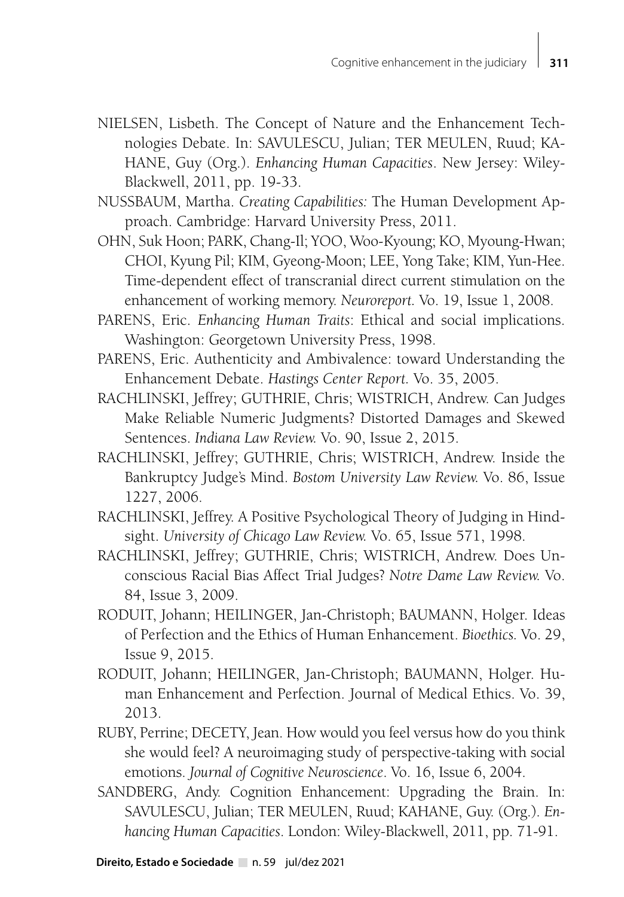NIELSEN, Lisbeth. The Concept of Nature and the Enhancement Technologies Debate. In: SAVULESCU, Julian; TER MEULEN, Ruud; KAHANE, Guy (Org.). *Enhancing Human Capacities*. New Jersey: Wiley-Blackwell, 2011, pp. 19-33.

NUSSBAUM, Martha. *Creating Capabilities:* The Human Development Approach. Cambridge: Harvard University Press, 2011.

OHN, Suk Hoon; PARK, Chang-Il; YOO, Woo-Kyoung; KO, Myoung-Hwan; CHOI, Kyung Pil; KIM, Gyeong-Moon; LEE, Yong Take; KIM, Yun-Hee. Time-dependent effect of transcranial direct current stimulation on the enhancement of working memory. *Neuroreport.* Vo. 19, Issue 1, 2008.

PARENS, Eric. *Enhancing Human Traits*: Ethical and social implications. Washington: Georgetown University Press, 1998.

PARENS, Eric. Authenticity and Ambivalence: toward Understanding the Enhancement Debate. *Hastings Center Report*. Vo. 35, 2005.

RACHLINSKI, Jeffrey; GUTHRIE, Chris; WISTRICH, Andrew. Can Judges Make Reliable Numeric Judgments? Distorted Damages and Skewed Sentences. *Indiana Law Review.* Vo. 90, Issue 2, 2015.

RACHLINSKI, Jeffrey; GUTHRIE, Chris; WISTRICH, Andrew. Inside the Bankruptcy Judge's Mind. *Bostom University Law Review.* Vo. 86, Issue 1227, 2006.

RACHLINSKI, Jeffrey. A Positive Psychological Theory of Judging in Hindsight. *University of Chicago Law Review.* Vo. 65, Issue 571, 1998.

RACHLINSKI, Jeffrey; GUTHRIE, Chris; WISTRICH, Andrew. Does Unconscious Racial Bias Affect Trial Judges? *Notre Dame Law Review.* Vo. 84, Issue 3, 2009.

RODUIT, Johann; HEILINGER, Jan-Christoph; BAUMANN, Holger. Ideas of Perfection and the Ethics of Human Enhancement. *Bioethics.* Vo. 29, Issue 9, 2015.

RODUIT, Johann; HEILINGER, Jan-Christoph; BAUMANN, Holger. Human Enhancement and Perfection. Journal of Medical Ethics. Vo. 39, 2013.

RUBY, Perrine; DECETY, Jean. How would you feel versus how do you think she would feel? A neuroimaging study of perspective-taking with social emotions. *Journal of Cognitive Neuroscience*. Vo. 16, Issue 6, 2004.

SANDBERG, Andy. Cognition Enhancement: Upgrading the Brain. In: SAVULESCU, Julian; TER MEULEN, Ruud; KAHANE, Guy. (Org.). *Enhancing Human Capacities*. London: Wiley-Blackwell, 2011, pp. 71-91.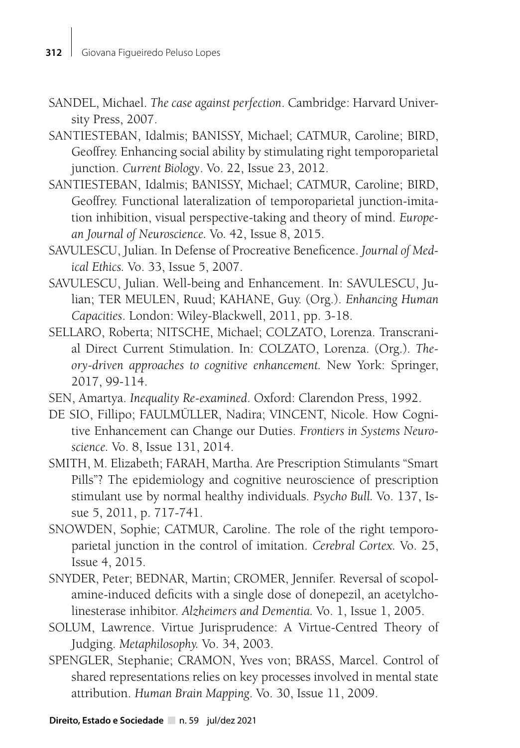SANDEL, Michael. *The case against perfection*. Cambridge: Harvard University Press, 2007.

SANTIESTEBAN, Idalmis; BANISSY, Michael; CATMUR, Caroline; BIRD, Geoffrey. Enhancing social ability by stimulating right temporoparietal junction. *Current Biology*. Vo. 22, Issue 23, 2012.

SANTIESTEBAN, Idalmis; BANISSY, Michael; CATMUR, Caroline; BIRD, Geoffrey. Functional lateralization of temporoparietal junction-imitation inhibition, visual perspective-taking and theory of mind. *European Journal of Neuroscience*. Vo. 42, Issue 8, 2015.

SAVULESCU, Julian. In Defense of Procreative Beneficence. *Journal of Medical Ethics*. Vo. 33, Issue 5, 2007.

SAVULESCU, Julian. Well-being and Enhancement. In: SAVULESCU, Julian; TER MEULEN, Ruud; KAHANE, Guy. (Org.). *Enhancing Human Capacities*. London: Wiley-Blackwell, 2011, pp. 3-18.

SELLARO, Roberta; NITSCHE, Michael; COLZATO, Lorenza. Transcranial Direct Current Stimulation. In: COLZATO, Lorenza. (Org.). *Theory-driven approaches to cognitive enhancement*. New York: Springer, 2017, 99-114.

SEN, Amartya. *Inequality Re-examined*. Oxford: Clarendon Press, 1992.

DE SIO, Fillipo; FAULMÜLLER, Nadira; VINCENT, Nicole. How Cognitive Enhancement can Change our Duties. *Frontiers in Systems Neuroscience*. Vo. 8, Issue 131, 2014.

SMITH, M. Elizabeth; FARAH, Martha. Are Prescription Stimulants "Smart Pills"? The epidemiology and cognitive neuroscience of prescription stimulant use by normal healthy individuals. *Psycho Bull*. Vo. 137, Issue 5, 2011, p. 717-741.

SNOWDEN, Sophie; CATMUR, Caroline. The role of the right temporoparietal junction in the control of imitation. *Cerebral Cortex*. Vo. 25, Issue 4, 2015.

SNYDER, Peter; BEDNAR, Martin; CROMER, Jennifer. Reversal of scopolamine-induced deficits with a single dose of donepezil, an acetylcholinesterase inhibitor. *Alzheimers and Dementia*. Vo. 1, Issue 1, 2005.

SOLUM, Lawrence. Virtue Jurisprudence: A Virtue-Centred Theory of Judging. *Metaphilosophy*. Vo. 34, 2003.

SPENGLER, Stephanie; CRAMON, Yves von; BRASS, Marcel. Control of shared representations relies on key processes involved in mental state attribution. *Human Brain Mapping*. Vo. 30, Issue 11, 2009.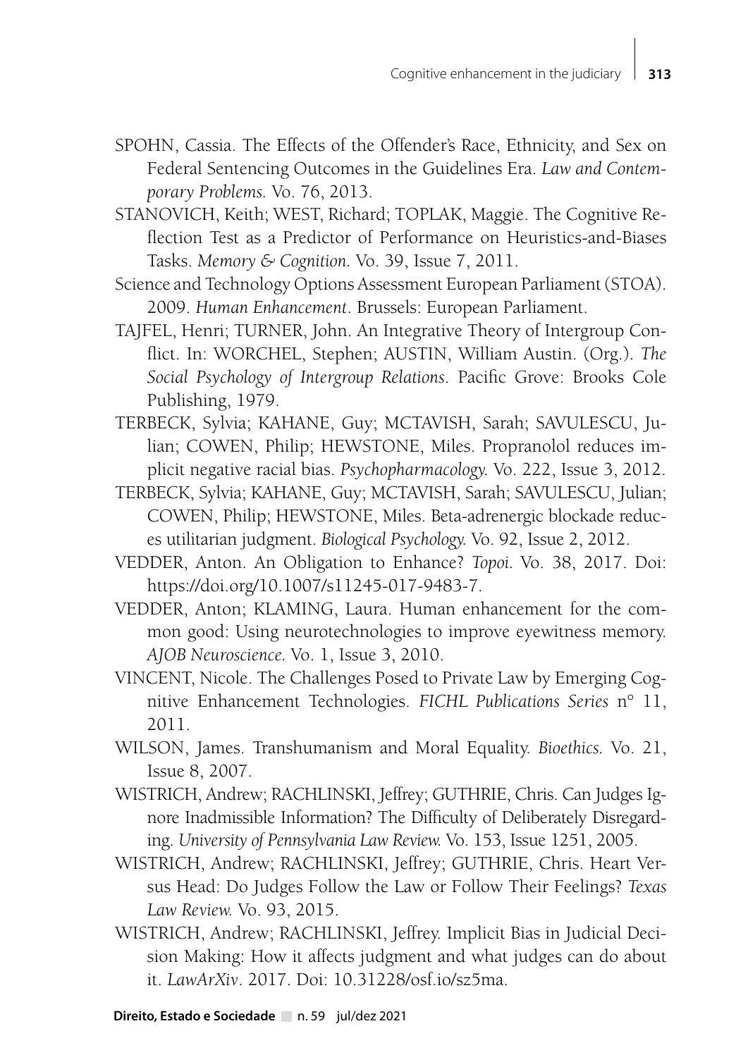SPOHN, Cassia. The Effects of the Offender's Race, Ethnicity, and Sex on Federal Sentencing Outcomes in the Guidelines Era. *Law and Contemporary Problems.* Vo. 76, 2013.

STANOVICH, Keith; WEST, Richard; TOPLAK, Maggie. The Cognitive Reflection Test as a Predictor of Performance on Heuristics-and-Biases Tasks. *Memory & Cognition.* Vo. 39, Issue 7, 2011.

Science and Technology Options Assessment European Parliament (STOA). 2009. *Human Enhancement*. Brussels: European Parliament.

TAJFEL, Henri; TURNER, John. An Integrative Theory of Intergroup Conflict. In: WORCHEL, Stephen; AUSTIN, William Austin. (Org.). *The Social Psychology of Intergroup Relations*. Pacific Grove: Brooks Cole Publishing, 1979.

TERBECK, Sylvia; KAHANE, Guy; MCTAVISH, Sarah; SAVULESCU, Julian; COWEN, Philip; HEWSTONE, Miles. Propranolol reduces implicit negative racial bias. *Psychopharmacology.* Vo. 222, Issue 3, 2012.

TERBECK, Sylvia; KAHANE, Guy; MCTAVISH, Sarah; SAVULESCU, Julian; COWEN, Philip; HEWSTONE, Miles. Beta-adrenergic blockade reduces utilitarian judgment. *Biological Psychology.* Vo. 92, Issue 2, 2012.

VEDDER, Anton. An Obligation to Enhance? *Topoi.* Vo. 38, 2017. Doi: https://doi.org/10.1007/s11245-017-9483-7.

VEDDER, Anton; KLAMING, Laura. Human enhancement for the common good: Using neurotechnologies to improve eyewitness memory. *AJOB Neuroscience.* Vo. 1, Issue 3, 2010.

VINCENT, Nicole. The Challenges Posed to Private Law by Emerging Cognitive Enhancement Technologies. *FICHL Publications Series* n° 11, 2011.

WILSON, James. Transhumanism and Moral Equality. *Bioethics.* Vo. 21, Issue 8, 2007.

WISTRICH, Andrew; RACHLINSKI, Jeffrey; GUTHRIE, Chris. Can Judges Ignore Inadmissible Information? The Difficulty of Deliberately Disregarding. *University of Pennsylvania Law Review.* Vo. 153, Issue 1251, 2005.

WISTRICH, Andrew; RACHLINSKI, Jeffrey; GUTHRIE, Chris. Heart Versus Head: Do Judges Follow the Law or Follow Their Feelings? *Texas Law Review.* Vo. 93, 2015.

WISTRICH, Andrew; RACHLINSKI, Jeffrey. Implicit Bias in Judicial Decision Making: How it affects judgment and what judges can do about it. *LawArXiv*. 2017. Doi: 10.31228/osf.io/sz5ma.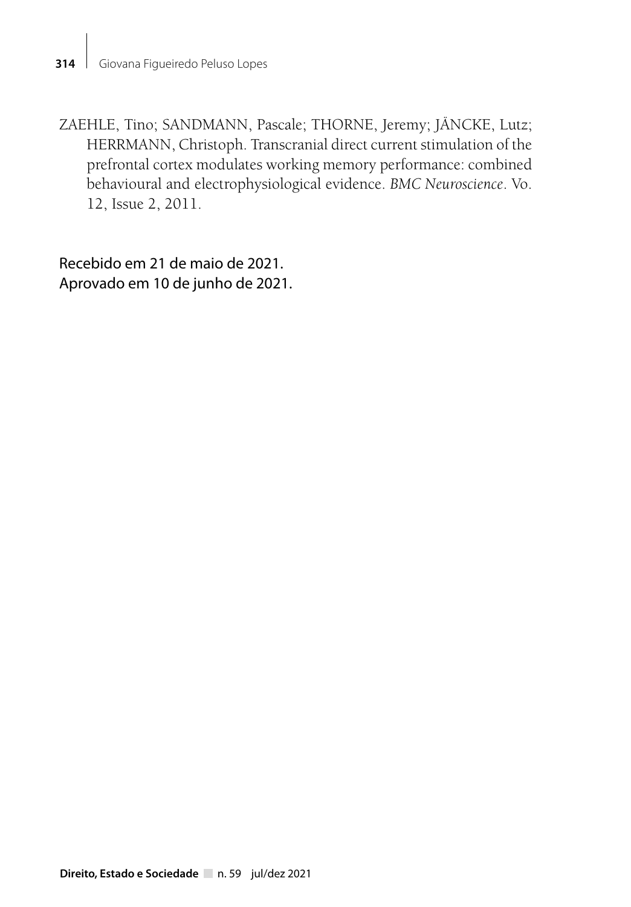ZAEHLE, Tino; SANDMANN, Pascale; THORNE, Jeremy; JÄNCKE, Lutz; HERRMANN, Christoph. Transcranial direct current stimulation of the prefrontal cortex modulates working memory performance: combined behavioural and electrophysiological evidence. *BMC Neuroscience*. Vo. 12, Issue 2, 2011.

Recebido em 21 de maio de 2021.
Aprovado em 10 de junho de 2021.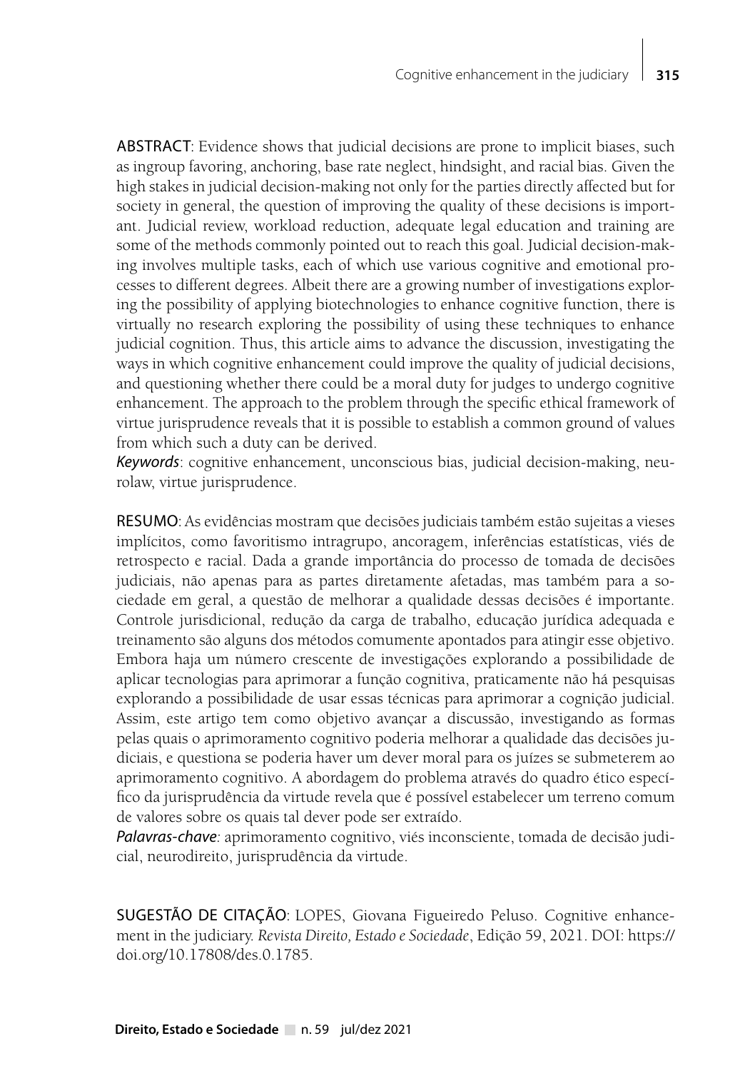**ABSTRACT**: Evidence shows that judicial decisions are prone to implicit biases, such as ingroup favoring, anchoring, base rate neglect, hindsight, and racial bias. Given the high stakes in judicial decision-making not only for the parties directly affected but for society in general, the question of improving the quality of these decisions is important. Judicial review, workload reduction, adequate legal education and training are some of the methods commonly pointed out to reach this goal. Judicial decision-making involves multiple tasks, each of which use various cognitive and emotional processes to different degrees. Albeit there are a growing number of investigations exploring the possibility of applying biotechnologies to enhance cognitive function, there is virtually no research exploring the possibility of using these techniques to enhance judicial cognition. Thus, this article aims to advance the discussion, investigating the ways in which cognitive enhancement could improve the quality of judicial decisions, and questioning whether there could be a moral duty for judges to undergo cognitive enhancement. The approach to the problem through the specific ethical framework of virtue jurisprudence reveals that it is possible to establish a common ground of values from which such a duty can be derived.

***Keywords***: cognitive enhancement, unconscious bias, judicial decision-making, neurolaw, virtue jurisprudence.

**RESUMO**: As evidências mostram que decisões judiciais também estão sujeitas a vieses implícitos, como favoritismo intragrupo, ancoragem, inferências estatísticas, viés de retrospecto e racial. Dada a grande importância do processo de tomada de decisões judiciais, não apenas para as partes diretamente afetadas, mas também para a sociedade em geral, a questão de melhorar a qualidade dessas decisões é importante. Controle jurisdicional, redução da carga de trabalho, educação jurídica adequada e treinamento são alguns dos métodos comumente apontados para atingir esse objetivo. Embora haja um número crescente de investigações explorando a possibilidade de aplicar tecnologias para aprimorar a função cognitiva, praticamente não há pesquisas explorando a possibilidade de usar essas técnicas para aprimorar a cognição judicial. Assim, este artigo tem como objetivo avançar a discussão, investigando as formas pelas quais o aprimoramento cognitivo poderia melhorar a qualidade das decisões judiciais, e questiona se poderia haver um dever moral para os juízes se submeterem ao aprimoramento cognitivo. A abordagem do problema através do quadro ético específico da jurisprudência da virtude revela que é possível estabelecer um terreno comum de valores sobre os quais tal dever pode ser extraído.

***Palavras-chave***: aprimoramento cognitivo, viés inconsciente, tomada de decisão judicial, neurodireito, jurisprudência da virtude.

**SUGESTÃO DE CITAÇÃO**: LOPES, Giovana Figueiredo Peluso. Cognitive enhancement in the judiciary. *Revista Direito, Estado e Sociedade*, Edição 59, 2021. DOI: https://doi.org/10.17808/des.0.1785.